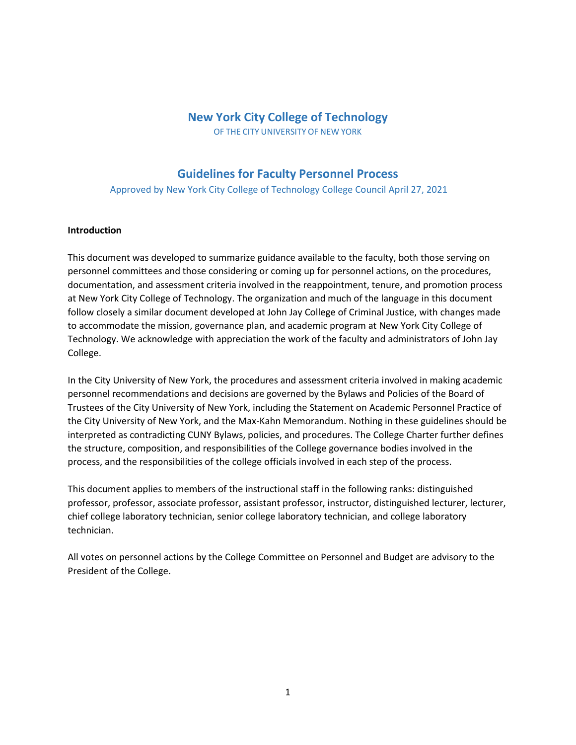# New York City College of Technology

OF THE CITY UNIVERSITY OF NEW YORK

## Guidelines for Faculty Personnel Process

Approved by New York City College of Technology College Council April 27, 2021

**Introduction**

This document was developed to summarize guidance available to the faculty, both those serving on personnel committees and those considering or coming up for personnel actions, on the procedures, documentation, and assessment criteria involved in the reappointment, tenure, and promotion process at New York City College of Technology. The organization and much of the language in this document follow closely a similar document developed at John Jay College of Criminal Justice, with changes made to accommodate the mission, governance plan, and academic program at New York City College of Technology. We acknowledge with appreciation the work of the faculty and administrators of John Jay College.

In the City University of New York, the procedures and assessment criteria involved in making academic personnel recommendations and decisions are governed by the Bylaws and Policies of the Board of Trustees of the City University of New York, including the Statement on Academic Personnel Practice of the City University of New York, and the Max-Kahn Memorandum. Nothing in these guidelines should be interpreted as contradicting CUNY Bylaws, policies, and procedures. The College Charter further defines the structure, composition, and responsibilities of the College governance bodies involved in the process, and the responsibilities of the college officials involved in each step of the process.

This document applies to members of the instructional staff in the following ranks: distinguished professor, professor, associate professor, assistant professor, instructor, distinguished lecturer, lecturer, chief college laboratory technician, senior college laboratory technician, and college laboratory technician.

All votes on personnel actions by the College Committee on Personnel and Budget are advisory to the President of the College.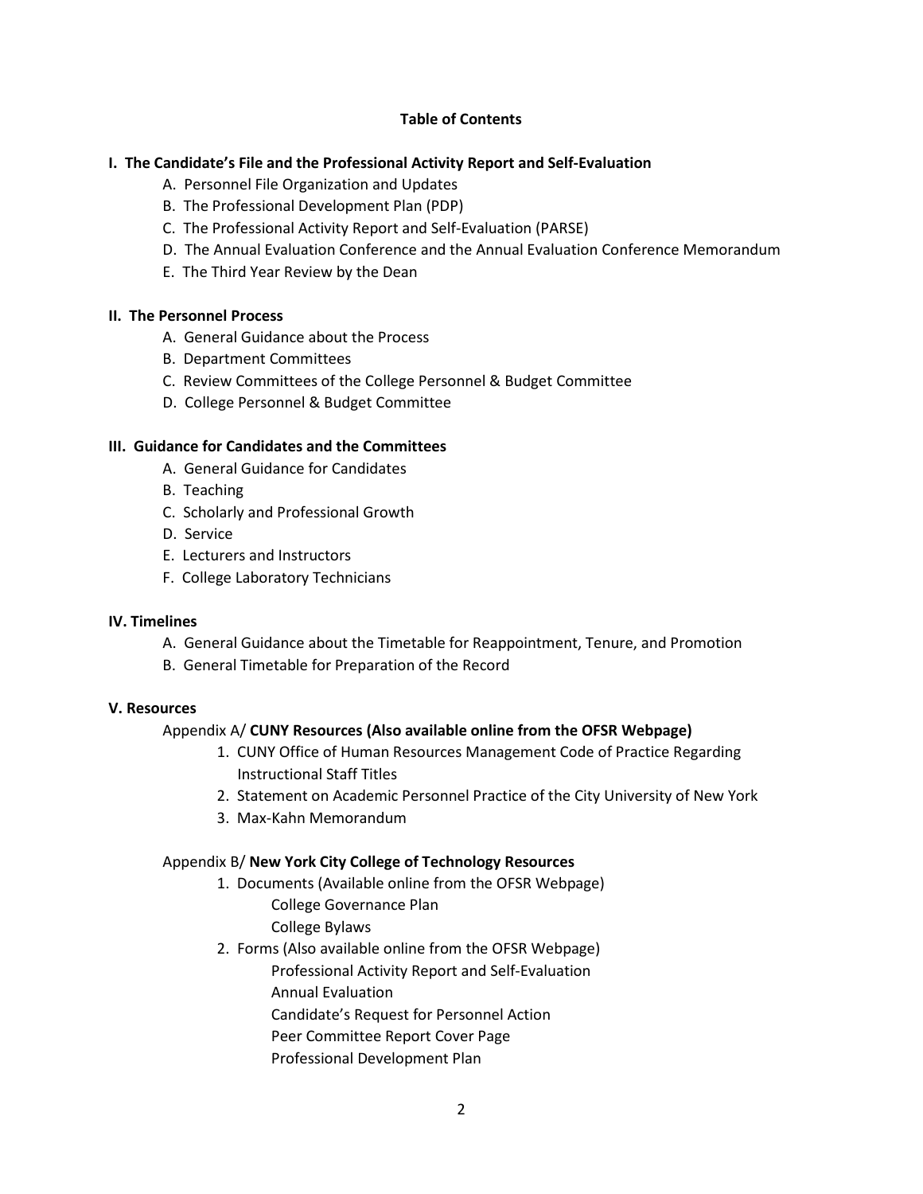**Table of Contents**

**I. The Candidate's File and the Professional Activity Report and Self-Evaluation**

- A. Personnel File Organization and Updates
- B. The Professional Development Plan (PDP)
- C. The Professional Activity Report and Self-Evaluation (PARSE)
- D. The Annual Evaluation Conference and the Annual Evaluation Conference Memorandum
- E. The Third Year Review by the Dean

**II. The Personnel Process**

- A. General Guidance about the Process
- B. Department Committees
- C. Review Committees of the College Personnel & Budget Committee
- D. College Personnel & Budget Committee

**III. Guidance for Candidates and the Committees**

- A. General Guidance for Candidates
- B. Teaching
- C. Scholarly and Professional Growth
- D. Service
- E. Lecturers and Instructors
- F. College Laboratory Technicians

**IV. Timelines**

- A. General Guidance about the Timetable for Reappointment, Tenure, and Promotion
- B. General Timetable for Preparation of the Record

**V. Resources**

Appendix A/ **CUNY Resources (Also available online from the OFSR Webpage)**

1. CUNY Office of Human Resources Management Code of Practice Regarding Instructional Staff Titles
2. Statement on Academic Personnel Practice of the City University of New York
3. Max-Kahn Memorandum

Appendix B/ **New York City College of Technology Resources**

1. Documents (Available online from the OFSR Webpage)
   - College Governance Plan
   - College Bylaws
2. Forms (Also available online from the OFSR Webpage)
   - Professional Activity Report and Self-Evaluation
   - Annual Evaluation
   - Candidate's Request for Personnel Action
   - Peer Committee Report Cover Page
   - Professional Development Plan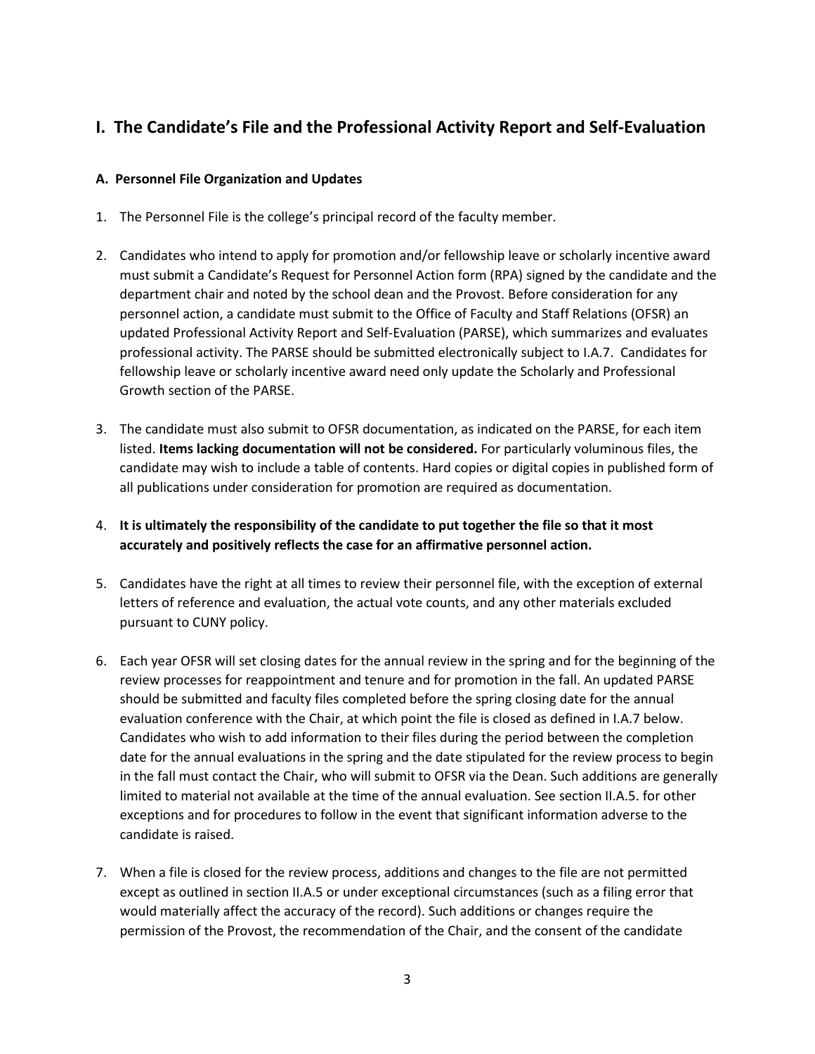## I. The Candidate's File and the Professional Activity Report and Self-Evaluation

### A. Personnel File Organization and Updates

1. The Personnel File is the college's principal record of the faculty member.

2. Candidates who intend to apply for promotion and/or fellowship leave or scholarly incentive award must submit a Candidate's Request for Personnel Action form (RPA) signed by the candidate and the department chair and noted by the school dean and the Provost. Before consideration for any personnel action, a candidate must submit to the Office of Faculty and Staff Relations (OFSR) an updated Professional Activity Report and Self-Evaluation (PARSE), which summarizes and evaluates professional activity. The PARSE should be submitted electronically subject to I.A.7. Candidates for fellowship leave or scholarly incentive award need only update the Scholarly and Professional Growth section of the PARSE.

3. The candidate must also submit to OFSR documentation, as indicated on the PARSE, for each item listed. **Items lacking documentation will not be considered.** For particularly voluminous files, the candidate may wish to include a table of contents. Hard copies or digital copies in published form of all publications under consideration for promotion are required as documentation.

4. **It is ultimately the responsibility of the candidate to put together the file so that it most accurately and positively reflects the case for an affirmative personnel action.**

5. Candidates have the right at all times to review their personnel file, with the exception of external letters of reference and evaluation, the actual vote counts, and any other materials excluded pursuant to CUNY policy.

6. Each year OFSR will set closing dates for the annual review in the spring and for the beginning of the review processes for reappointment and tenure and for promotion in the fall. An updated PARSE should be submitted and faculty files completed before the spring closing date for the annual evaluation conference with the Chair, at which point the file is closed as defined in I.A.7 below. Candidates who wish to add information to their files during the period between the completion date for the annual evaluations in the spring and the date stipulated for the review process to begin in the fall must contact the Chair, who will submit to OFSR via the Dean. Such additions are generally limited to material not available at the time of the annual evaluation. See section II.A.5. for other exceptions and for procedures to follow in the event that significant information adverse to the candidate is raised.

7. When a file is closed for the review process, additions and changes to the file are not permitted except as outlined in section II.A.5 or under exceptional circumstances (such as a filing error that would materially affect the accuracy of the record). Such additions or changes require the permission of the Provost, the recommendation of the Chair, and the consent of the candidate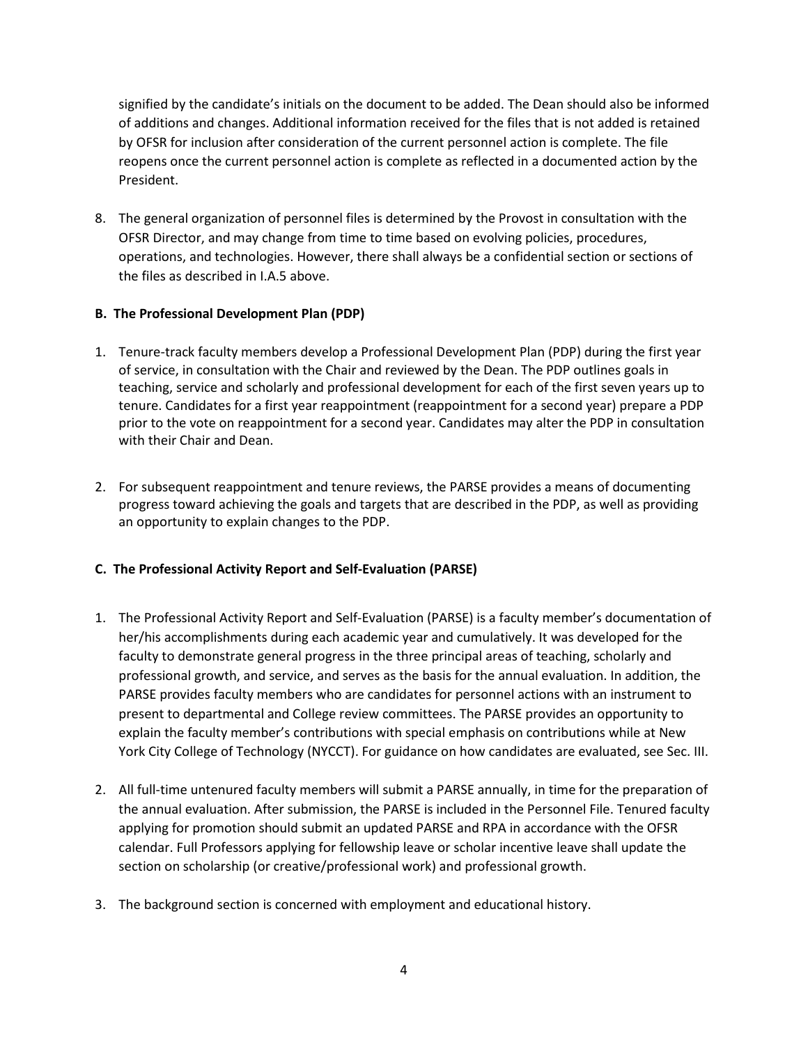signified by the candidate's initials on the document to be added. The Dean should also be informed of additions and changes. Additional information received for the files that is not added is retained by OFSR for inclusion after consideration of the current personnel action is complete. The file reopens once the current personnel action is complete as reflected in a documented action by the President.

8. The general organization of personnel files is determined by the Provost in consultation with the OFSR Director, and may change from time to time based on evolving policies, procedures, operations, and technologies. However, there shall always be a confidential section or sections of the files as described in I.A.5 above.

**B. The Professional Development Plan (PDP)**

1. Tenure-track faculty members develop a Professional Development Plan (PDP) during the first year of service, in consultation with the Chair and reviewed by the Dean. The PDP outlines goals in teaching, service and scholarly and professional development for each of the first seven years up to tenure. Candidates for a first year reappointment (reappointment for a second year) prepare a PDP prior to the vote on reappointment for a second year. Candidates may alter the PDP in consultation with their Chair and Dean.

2. For subsequent reappointment and tenure reviews, the PARSE provides a means of documenting progress toward achieving the goals and targets that are described in the PDP, as well as providing an opportunity to explain changes to the PDP.

**C. The Professional Activity Report and Self-Evaluation (PARSE)**

1. The Professional Activity Report and Self-Evaluation (PARSE) is a faculty member's documentation of her/his accomplishments during each academic year and cumulatively. It was developed for the faculty to demonstrate general progress in the three principal areas of teaching, scholarly and professional growth, and service, and serves as the basis for the annual evaluation. In addition, the PARSE provides faculty members who are candidates for personnel actions with an instrument to present to departmental and College review committees. The PARSE provides an opportunity to explain the faculty member's contributions with special emphasis on contributions while at New York City College of Technology (NYCCT). For guidance on how candidates are evaluated, see Sec. III.

2. All full-time untenured faculty members will submit a PARSE annually, in time for the preparation of the annual evaluation. After submission, the PARSE is included in the Personnel File. Tenured faculty applying for promotion should submit an updated PARSE and RPA in accordance with the OFSR calendar. Full Professors applying for fellowship leave or scholar incentive leave shall update the section on scholarship (or creative/professional work) and professional growth.

3. The background section is concerned with employment and educational history.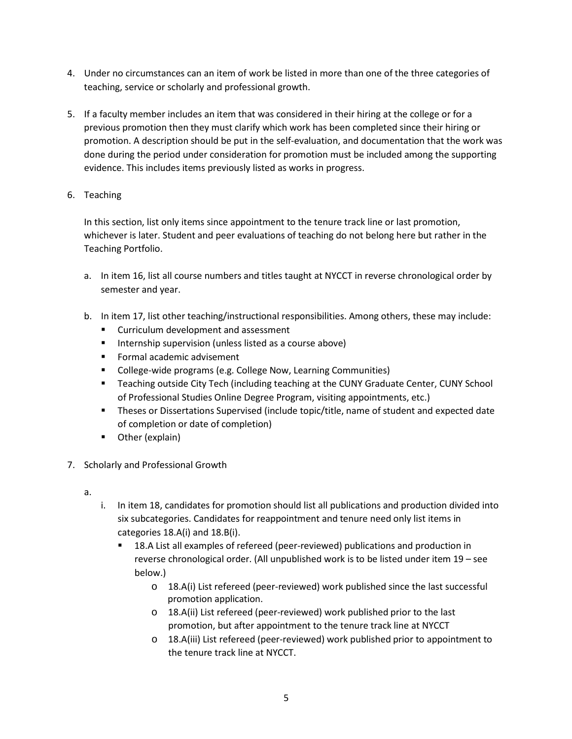4. Under no circumstances can an item of work be listed in more than one of the three categories of teaching, service or scholarly and professional growth.

5. If a faculty member includes an item that was considered in their hiring at the college or for a previous promotion then they must clarify which work has been completed since their hiring or promotion. A description should be put in the self-evaluation, and documentation that the work was done during the period under consideration for promotion must be included among the supporting evidence. This includes items previously listed as works in progress.

6. Teaching

   In this section, list only items since appointment to the tenure track line or last promotion, whichever is later. Student and peer evaluations of teaching do not belong here but rather in the Teaching Portfolio.

   a. In item 16, list all course numbers and titles taught at NYCCT in reverse chronological order by semester and year.

   b. In item 17, list other teaching/instructional responsibilities. Among others, these may include:
      - Curriculum development and assessment
      - Internship supervision (unless listed as a course above)
      - Formal academic advisement
      - College-wide programs (e.g. College Now, Learning Communities)
      - Teaching outside City Tech (including teaching at the CUNY Graduate Center, CUNY School of Professional Studies Online Degree Program, visiting appointments, etc.)
      - Theses or Dissertations Supervised (include topic/title, name of student and expected date of completion or date of completion)
      - Other (explain)

7. Scholarly and Professional Growth

   a.
      i. In item 18, candidates for promotion should list all publications and production divided into six subcategories. Candidates for reappointment and tenure need only list items in categories 18.A(i) and 18.B(i).
         - 18.A List all examples of refereed (peer-reviewed) publications and production in reverse chronological order. (All unpublished work is to be listed under item 19 – see below.)
            - 18.A(i) List refereed (peer-reviewed) work published since the last successful promotion application.
            - 18.A(ii) List refereed (peer-reviewed) work published prior to the last promotion, but after appointment to the tenure track line at NYCCT
            - 18.A(iii) List refereed (peer-reviewed) work published prior to appointment to the tenure track line at NYCCT.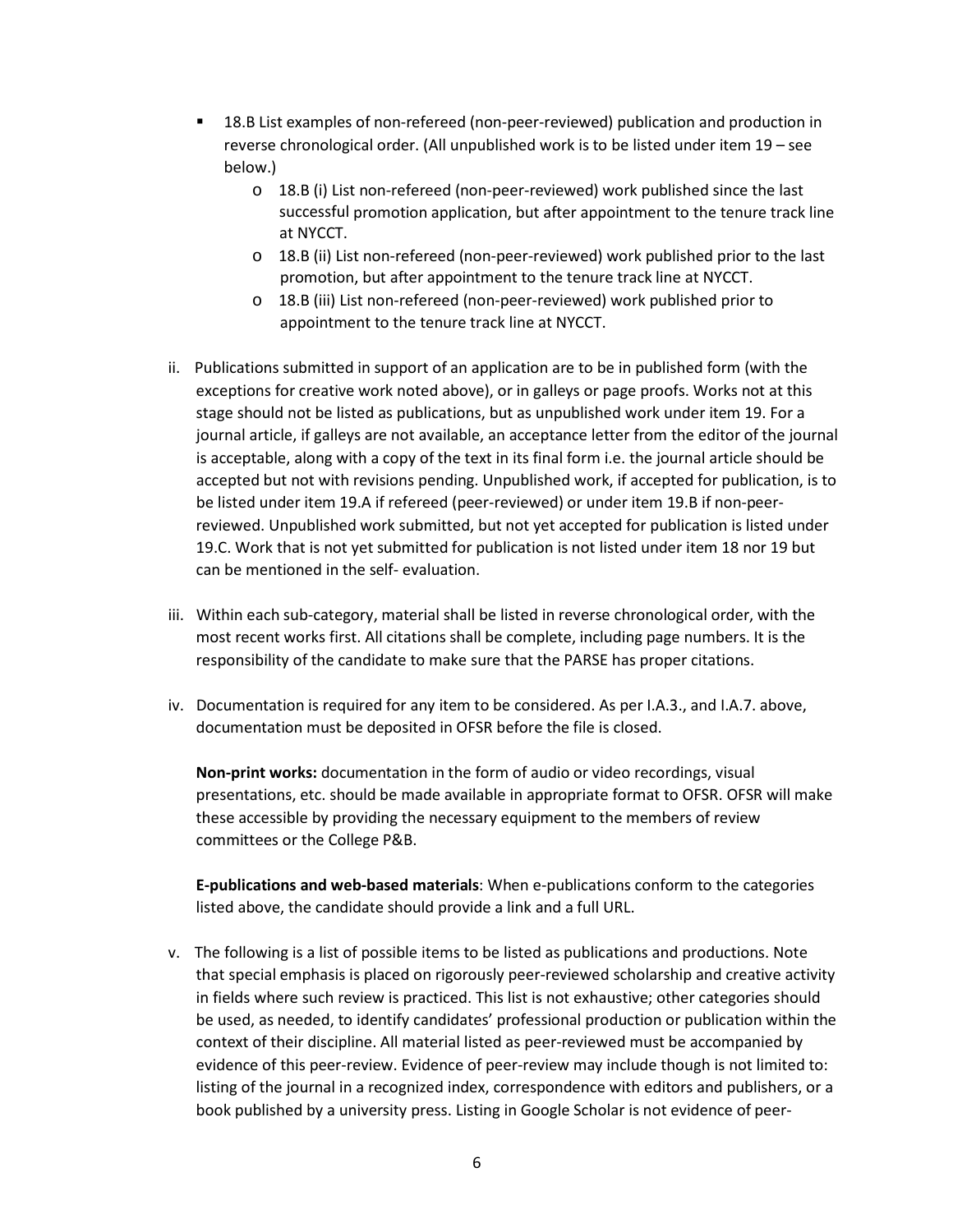- 18.B List examples of non-refereed (non-peer-reviewed) publication and production in reverse chronological order. (All unpublished work is to be listed under item 19 – see below.)
  - 18.B (i) List non-refereed (non-peer-reviewed) work published since the last successful promotion application, but after appointment to the tenure track line at NYCCT.
  - 18.B (ii) List non-refereed (non-peer-reviewed) work published prior to the last promotion, but after appointment to the tenure track line at NYCCT.
  - 18.B (iii) List non-refereed (non-peer-reviewed) work published prior to appointment to the tenure track line at NYCCT.

ii. Publications submitted in support of an application are to be in published form (with the exceptions for creative work noted above), or in galleys or page proofs. Works not at this stage should not be listed as publications, but as unpublished work under item 19. For a journal article, if galleys are not available, an acceptance letter from the editor of the journal is acceptable, along with a copy of the text in its final form i.e. the journal article should be accepted but not with revisions pending. Unpublished work, if accepted for publication, is to be listed under item 19.A if refereed (peer-reviewed) or under item 19.B if non-peer-reviewed. Unpublished work submitted, but not yet accepted for publication is listed under 19.C. Work that is not yet submitted for publication is not listed under item 18 nor 19 but can be mentioned in the self- evaluation.

iii. Within each sub-category, material shall be listed in reverse chronological order, with the most recent works first. All citations shall be complete, including page numbers. It is the responsibility of the candidate to make sure that the PARSE has proper citations.

iv. Documentation is required for any item to be considered. As per I.A.3., and I.A.7. above, documentation must be deposited in OFSR before the file is closed.

   **Non-print works:** documentation in the form of audio or video recordings, visual presentations, etc. should be made available in appropriate format to OFSR. OFSR will make these accessible by providing the necessary equipment to the members of review committees or the College P&B.

   **E-publications and web-based materials**: When e-publications conform to the categories listed above, the candidate should provide a link and a full URL.

v. The following is a list of possible items to be listed as publications and productions. Note that special emphasis is placed on rigorously peer-reviewed scholarship and creative activity in fields where such review is practiced. This list is not exhaustive; other categories should be used, as needed, to identify candidates' professional production or publication within the context of their discipline. All material listed as peer-reviewed must be accompanied by evidence of this peer-review. Evidence of peer-review may include though is not limited to: listing of the journal in a recognized index, correspondence with editors and publishers, or a book published by a university press. Listing in Google Scholar is not evidence of peer-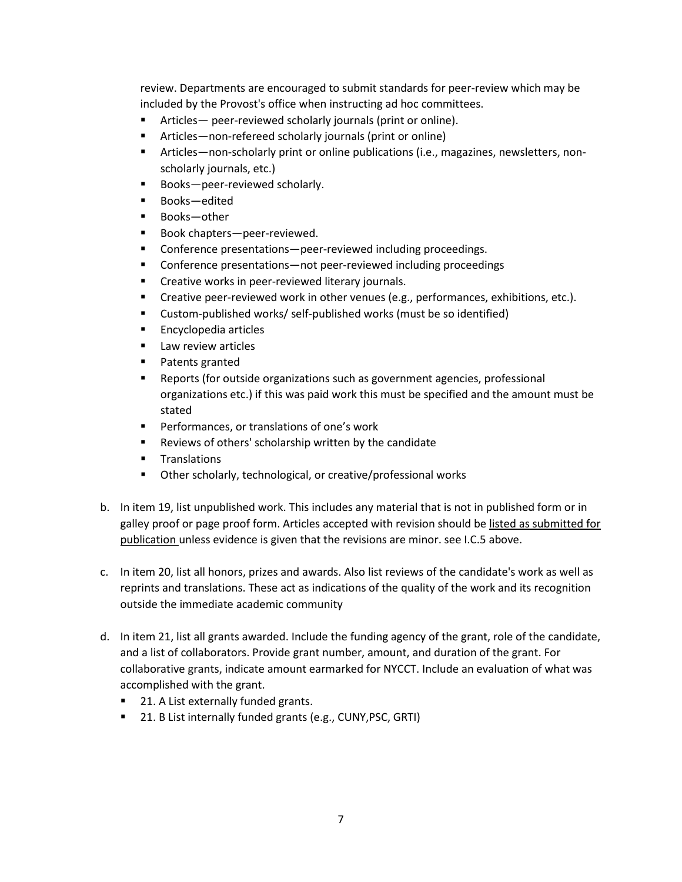review. Departments are encouraged to submit standards for peer-review which may be included by the Provost's office when instructing ad hoc committees.

- Articles— peer-reviewed scholarly journals (print or online).
- Articles—non-refereed scholarly journals (print or online)
- Articles—non-scholarly print or online publications (i.e., magazines, newsletters, non-scholarly journals, etc.)
- Books—peer-reviewed scholarly.
- Books—edited
- Books—other
- Book chapters—peer-reviewed.
- Conference presentations—peer-reviewed including proceedings.
- Conference presentations—not peer-reviewed including proceedings
- Creative works in peer-reviewed literary journals.
- Creative peer-reviewed work in other venues (e.g., performances, exhibitions, etc.).
- Custom-published works/ self-published works (must be so identified)
- Encyclopedia articles
- Law review articles
- Patents granted
- Reports (for outside organizations such as government agencies, professional organizations etc.) if this was paid work this must be specified and the amount must be stated
- Performances, or translations of one's work
- Reviews of others' scholarship written by the candidate
- Translations
- Other scholarly, technological, or creative/professional works

b. In item 19, list unpublished work. This includes any material that is not in published form or in galley proof or page proof form. Articles accepted with revision should be <u>listed as submitted for publication</u> unless evidence is given that the revisions are minor. see I.C.5 above.

c. In item 20, list all honors, prizes and awards. Also list reviews of the candidate's work as well as reprints and translations. These act as indications of the quality of the work and its recognition outside the immediate academic community

d. In item 21, list all grants awarded. Include the funding agency of the grant, role of the candidate, and a list of collaborators. Provide grant number, amount, and duration of the grant. For collaborative grants, indicate amount earmarked for NYCCT. Include an evaluation of what was accomplished with the grant.

   - 21. A List externally funded grants.
   - 21. B List internally funded grants (e.g., CUNY,PSC, GRTI)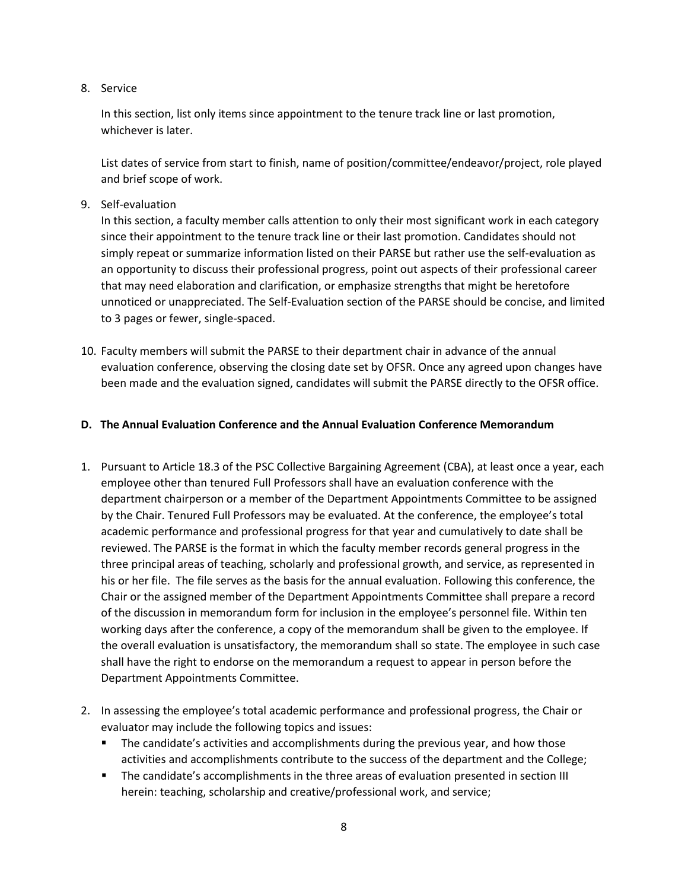8. Service

   In this section, list only items since appointment to the tenure track line or last promotion, whichever is later.

   List dates of service from start to finish, name of position/committee/endeavor/project, role played and brief scope of work.

9. Self-evaluation

   In this section, a faculty member calls attention to only their most significant work in each category since their appointment to the tenure track line or their last promotion. Candidates should not simply repeat or summarize information listed on their PARSE but rather use the self-evaluation as an opportunity to discuss their professional progress, point out aspects of their professional career that may need elaboration and clarification, or emphasize strengths that might be heretofore unnoticed or unappreciated. The Self-Evaluation section of the PARSE should be concise, and limited to 3 pages or fewer, single-spaced.

10. Faculty members will submit the PARSE to their department chair in advance of the annual evaluation conference, observing the closing date set by OFSR. Once any agreed upon changes have been made and the evaluation signed, candidates will submit the PARSE directly to the OFSR office.

### D. The Annual Evaluation Conference and the Annual Evaluation Conference Memorandum

1. Pursuant to Article 18.3 of the PSC Collective Bargaining Agreement (CBA), at least once a year, each employee other than tenured Full Professors shall have an evaluation conference with the department chairperson or a member of the Department Appointments Committee to be assigned by the Chair. Tenured Full Professors may be evaluated. At the conference, the employee's total academic performance and professional progress for that year and cumulatively to date shall be reviewed. The PARSE is the format in which the faculty member records general progress in the three principal areas of teaching, scholarly and professional growth, and service, as represented in his or her file. The file serves as the basis for the annual evaluation. Following this conference, the Chair or the assigned member of the Department Appointments Committee shall prepare a record of the discussion in memorandum form for inclusion in the employee's personnel file. Within ten working days after the conference, a copy of the memorandum shall be given to the employee. If the overall evaluation is unsatisfactory, the memorandum shall so state. The employee in such case shall have the right to endorse on the memorandum a request to appear in person before the Department Appointments Committee.

2. In assessing the employee's total academic performance and professional progress, the Chair or evaluator may include the following topics and issues:
   - The candidate's activities and accomplishments during the previous year, and how those activities and accomplishments contribute to the success of the department and the College;
   - The candidate's accomplishments in the three areas of evaluation presented in section III herein: teaching, scholarship and creative/professional work, and service;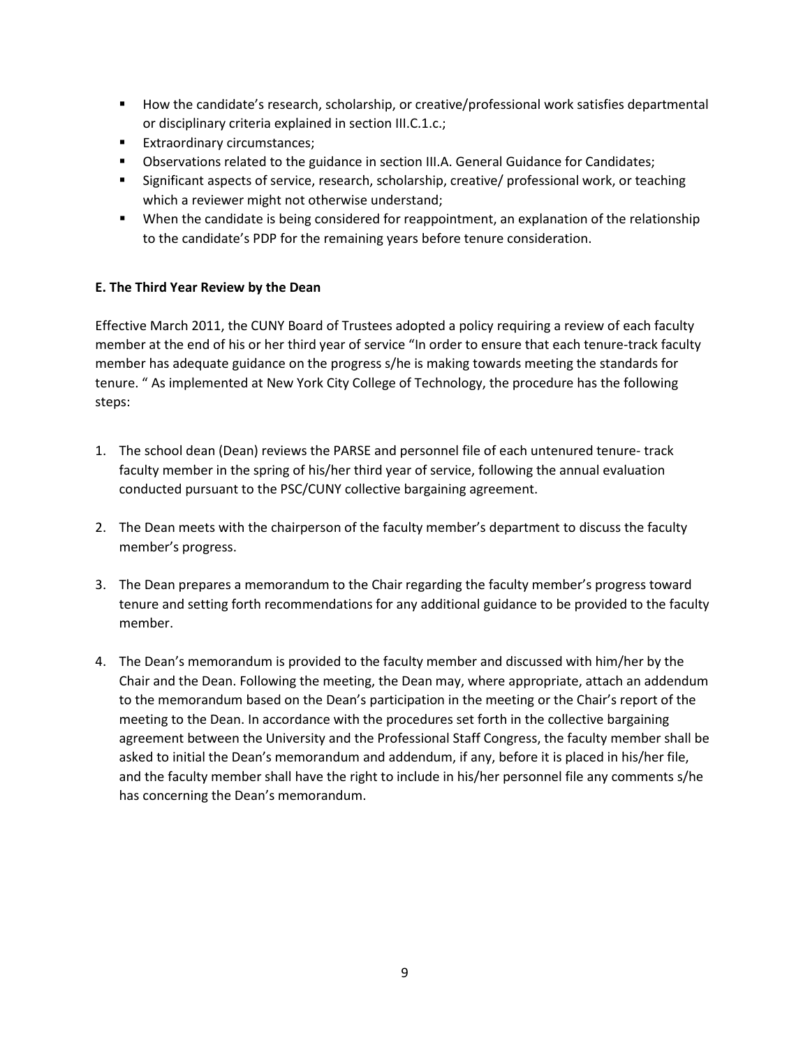- How the candidate's research, scholarship, or creative/professional work satisfies departmental or disciplinary criteria explained in section III.C.1.c.;
- Extraordinary circumstances;
- Observations related to the guidance in section III.A. General Guidance for Candidates;
- Significant aspects of service, research, scholarship, creative/ professional work, or teaching which a reviewer might not otherwise understand;
- When the candidate is being considered for reappointment, an explanation of the relationship to the candidate's PDP for the remaining years before tenure consideration.

**E. The Third Year Review by the Dean**

Effective March 2011, the CUNY Board of Trustees adopted a policy requiring a review of each faculty member at the end of his or her third year of service "In order to ensure that each tenure-track faculty member has adequate guidance on the progress s/he is making towards meeting the standards for tenure. " As implemented at New York City College of Technology, the procedure has the following steps:

1. The school dean (Dean) reviews the PARSE and personnel file of each untenured tenure- track faculty member in the spring of his/her third year of service, following the annual evaluation conducted pursuant to the PSC/CUNY collective bargaining agreement.

2. The Dean meets with the chairperson of the faculty member's department to discuss the faculty member's progress.

3. The Dean prepares a memorandum to the Chair regarding the faculty member's progress toward tenure and setting forth recommendations for any additional guidance to be provided to the faculty member.

4. The Dean's memorandum is provided to the faculty member and discussed with him/her by the Chair and the Dean. Following the meeting, the Dean may, where appropriate, attach an addendum to the memorandum based on the Dean's participation in the meeting or the Chair's report of the meeting to the Dean. In accordance with the procedures set forth in the collective bargaining agreement between the University and the Professional Staff Congress, the faculty member shall be asked to initial the Dean's memorandum and addendum, if any, before it is placed in his/her file, and the faculty member shall have the right to include in his/her personnel file any comments s/he has concerning the Dean's memorandum.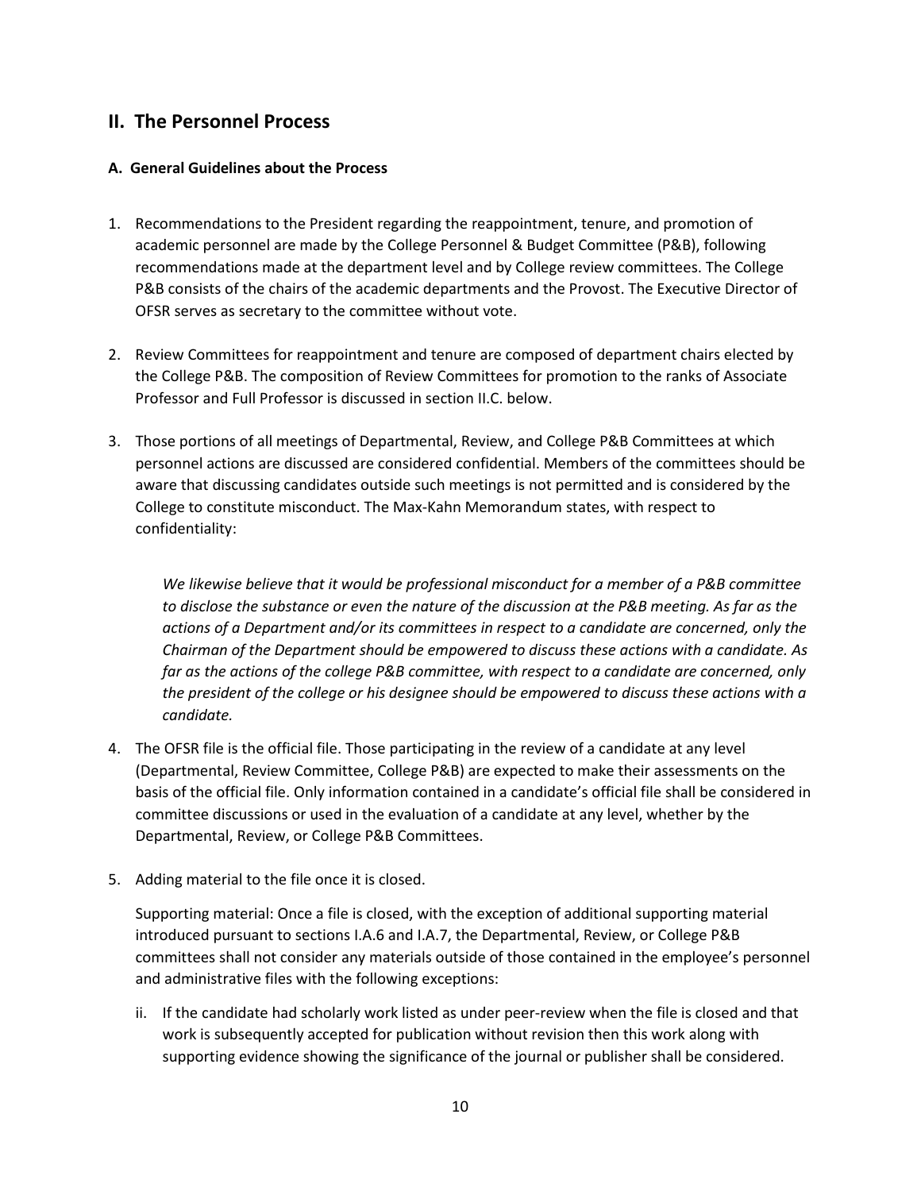## II. The Personnel Process

### A. General Guidelines about the Process

1. Recommendations to the President regarding the reappointment, tenure, and promotion of academic personnel are made by the College Personnel & Budget Committee (P&B), following recommendations made at the department level and by College review committees. The College P&B consists of the chairs of the academic departments and the Provost. The Executive Director of OFSR serves as secretary to the committee without vote.

2. Review Committees for reappointment and tenure are composed of department chairs elected by the College P&B. The composition of Review Committees for promotion to the ranks of Associate Professor and Full Professor is discussed in section II.C. below.

3. Those portions of all meetings of Departmental, Review, and College P&B Committees at which personnel actions are discussed are considered confidential. Members of the committees should be aware that discussing candidates outside such meetings is not permitted and is considered by the College to constitute misconduct. The Max-Kahn Memorandum states, with respect to confidentiality:

   *We likewise believe that it would be professional misconduct for a member of a P&B committee to disclose the substance or even the nature of the discussion at the P&B meeting. As far as the actions of a Department and/or its committees in respect to a candidate are concerned, only the Chairman of the Department should be empowered to discuss these actions with a candidate. As far as the actions of the college P&B committee, with respect to a candidate are concerned, only the president of the college or his designee should be empowered to discuss these actions with a candidate.*

4. The OFSR file is the official file. Those participating in the review of a candidate at any level (Departmental, Review Committee, College P&B) are expected to make their assessments on the basis of the official file. Only information contained in a candidate's official file shall be considered in committee discussions or used in the evaluation of a candidate at any level, whether by the Departmental, Review, or College P&B Committees.

5. Adding material to the file once it is closed.

   Supporting material: Once a file is closed, with the exception of additional supporting material introduced pursuant to sections I.A.6 and I.A.7, the Departmental, Review, or College P&B committees shall not consider any materials outside of those contained in the employee's personnel and administrative files with the following exceptions:

   ii. If the candidate had scholarly work listed as under peer-review when the file is closed and that work is subsequently accepted for publication without revision then this work along with supporting evidence showing the significance of the journal or publisher shall be considered.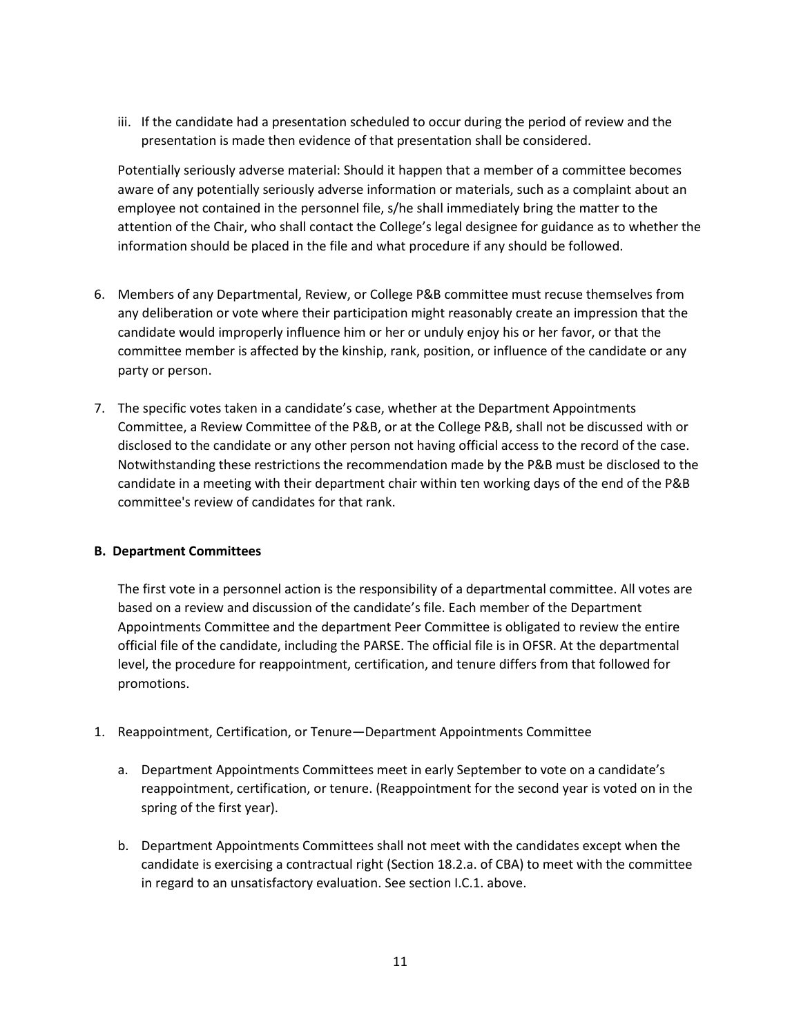iii. If the candidate had a presentation scheduled to occur during the period of review and the presentation is made then evidence of that presentation shall be considered.

Potentially seriously adverse material: Should it happen that a member of a committee becomes aware of any potentially seriously adverse information or materials, such as a complaint about an employee not contained in the personnel file, s/he shall immediately bring the matter to the attention of the Chair, who shall contact the College's legal designee for guidance as to whether the information should be placed in the file and what procedure if any should be followed.

6. Members of any Departmental, Review, or College P&B committee must recuse themselves from any deliberation or vote where their participation might reasonably create an impression that the candidate would improperly influence him or her or unduly enjoy his or her favor, or that the committee member is affected by the kinship, rank, position, or influence of the candidate or any party or person.

7. The specific votes taken in a candidate's case, whether at the Department Appointments Committee, a Review Committee of the P&B, or at the College P&B, shall not be discussed with or disclosed to the candidate or any other person not having official access to the record of the case. Notwithstanding these restrictions the recommendation made by the P&B must be disclosed to the candidate in a meeting with their department chair within ten working days of the end of the P&B committee's review of candidates for that rank.

**B. Department Committees**

The first vote in a personnel action is the responsibility of a departmental committee. All votes are based on a review and discussion of the candidate's file. Each member of the Department Appointments Committee and the department Peer Committee is obligated to review the entire official file of the candidate, including the PARSE. The official file is in OFSR. At the departmental level, the procedure for reappointment, certification, and tenure differs from that followed for promotions.

1. Reappointment, Certification, or Tenure—Department Appointments Committee

   a. Department Appointments Committees meet in early September to vote on a candidate's reappointment, certification, or tenure. (Reappointment for the second year is voted on in the spring of the first year).

   b. Department Appointments Committees shall not meet with the candidates except when the candidate is exercising a contractual right (Section 18.2.a. of CBA) to meet with the committee in regard to an unsatisfactory evaluation. See section I.C.1. above.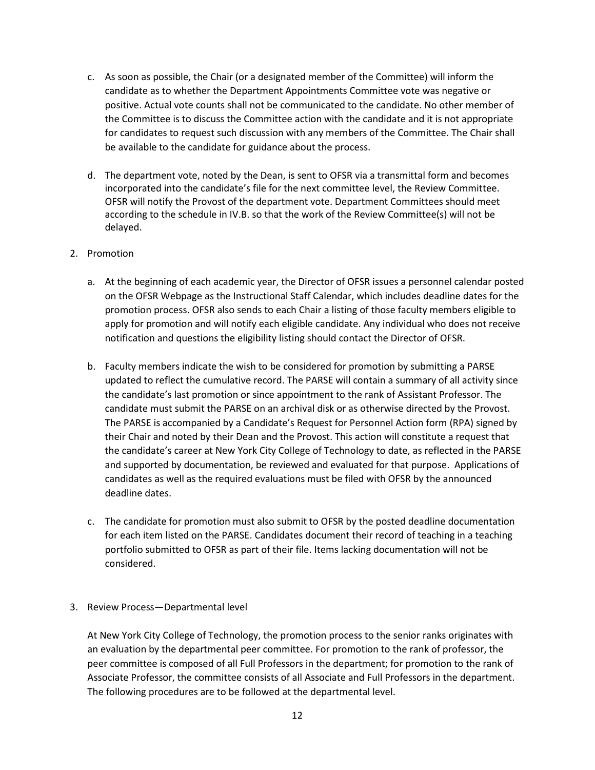c. As soon as possible, the Chair (or a designated member of the Committee) will inform the candidate as to whether the Department Appointments Committee vote was negative or positive. Actual vote counts shall not be communicated to the candidate. No other member of the Committee is to discuss the Committee action with the candidate and it is not appropriate for candidates to request such discussion with any members of the Committee. The Chair shall be available to the candidate for guidance about the process.

d. The department vote, noted by the Dean, is sent to OFSR via a transmittal form and becomes incorporated into the candidate's file for the next committee level, the Review Committee. OFSR will notify the Provost of the department vote. Department Committees should meet according to the schedule in IV.B. so that the work of the Review Committee(s) will not be delayed.

2. Promotion

   a. At the beginning of each academic year, the Director of OFSR issues a personnel calendar posted on the OFSR Webpage as the Instructional Staff Calendar, which includes deadline dates for the promotion process. OFSR also sends to each Chair a listing of those faculty members eligible to apply for promotion and will notify each eligible candidate. Any individual who does not receive notification and questions the eligibility listing should contact the Director of OFSR.

   b. Faculty members indicate the wish to be considered for promotion by submitting a PARSE updated to reflect the cumulative record. The PARSE will contain a summary of all activity since the candidate's last promotion or since appointment to the rank of Assistant Professor. The candidate must submit the PARSE on an archival disk or as otherwise directed by the Provost. The PARSE is accompanied by a Candidate's Request for Personnel Action form (RPA) signed by their Chair and noted by their Dean and the Provost. This action will constitute a request that the candidate's career at New York City College of Technology to date, as reflected in the PARSE and supported by documentation, be reviewed and evaluated for that purpose. Applications of candidates as well as the required evaluations must be filed with OFSR by the announced deadline dates.

   c. The candidate for promotion must also submit to OFSR by the posted deadline documentation for each item listed on the PARSE. Candidates document their record of teaching in a teaching portfolio submitted to OFSR as part of their file. Items lacking documentation will not be considered.

3. Review Process—Departmental level

   At New York City College of Technology, the promotion process to the senior ranks originates with an evaluation by the departmental peer committee. For promotion to the rank of professor, the peer committee is composed of all Full Professors in the department; for promotion to the rank of Associate Professor, the committee consists of all Associate and Full Professors in the department. The following procedures are to be followed at the departmental level.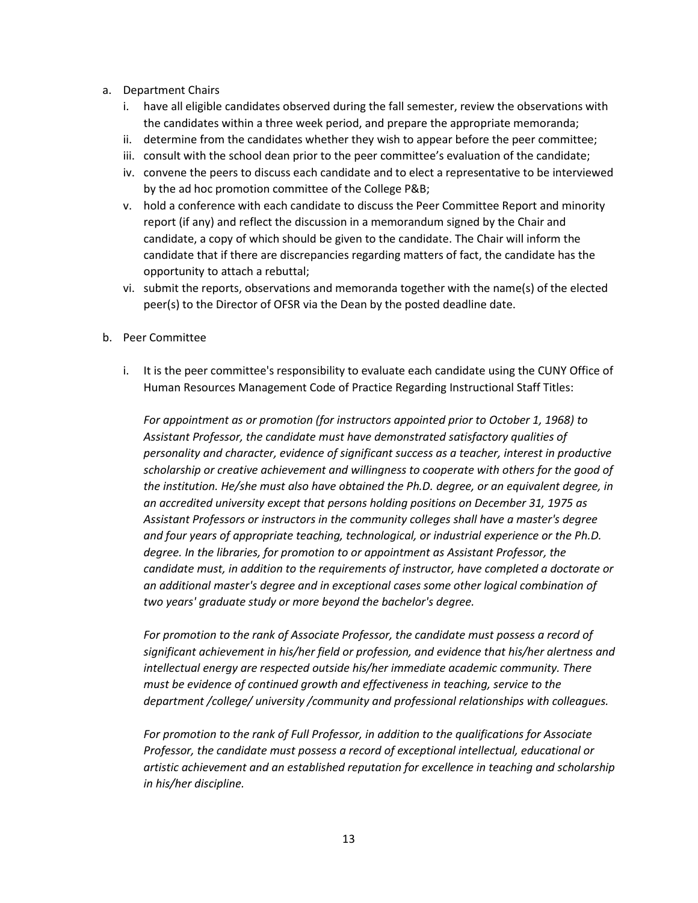a. Department Chairs
   i. have all eligible candidates observed during the fall semester, review the observations with the candidates within a three week period, and prepare the appropriate memoranda;
   ii. determine from the candidates whether they wish to appear before the peer committee;
   iii. consult with the school dean prior to the peer committee's evaluation of the candidate;
   iv. convene the peers to discuss each candidate and to elect a representative to be interviewed by the ad hoc promotion committee of the College P&B;
   v. hold a conference with each candidate to discuss the Peer Committee Report and minority report (if any) and reflect the discussion in a memorandum signed by the Chair and candidate, a copy of which should be given to the candidate. The Chair will inform the candidate that if there are discrepancies regarding matters of fact, the candidate has the opportunity to attach a rebuttal;
   vi. submit the reports, observations and memoranda together with the name(s) of the elected peer(s) to the Director of OFSR via the Dean by the posted deadline date.

b. Peer Committee

   i. It is the peer committee's responsibility to evaluate each candidate using the CUNY Office of Human Resources Management Code of Practice Regarding Instructional Staff Titles:

   *For appointment as or promotion (for instructors appointed prior to October 1, 1968) to Assistant Professor, the candidate must have demonstrated satisfactory qualities of personality and character, evidence of significant success as a teacher, interest in productive scholarship or creative achievement and willingness to cooperate with others for the good of the institution. He/she must also have obtained the Ph.D. degree, or an equivalent degree, in an accredited university except that persons holding positions on December 31, 1975 as Assistant Professors or instructors in the community colleges shall have a master's degree and four years of appropriate teaching, technological, or industrial experience or the Ph.D. degree. In the libraries, for promotion to or appointment as Assistant Professor, the candidate must, in addition to the requirements of instructor, have completed a doctorate or an additional master's degree and in exceptional cases some other logical combination of two years' graduate study or more beyond the bachelor's degree.*

   *For promotion to the rank of Associate Professor, the candidate must possess a record of significant achievement in his/her field or profession, and evidence that his/her alertness and intellectual energy are respected outside his/her immediate academic community. There must be evidence of continued growth and effectiveness in teaching, service to the department /college/ university /community and professional relationships with colleagues.*

   *For promotion to the rank of Full Professor, in addition to the qualifications for Associate Professor, the candidate must possess a record of exceptional intellectual, educational or artistic achievement and an established reputation for excellence in teaching and scholarship in his/her discipline.*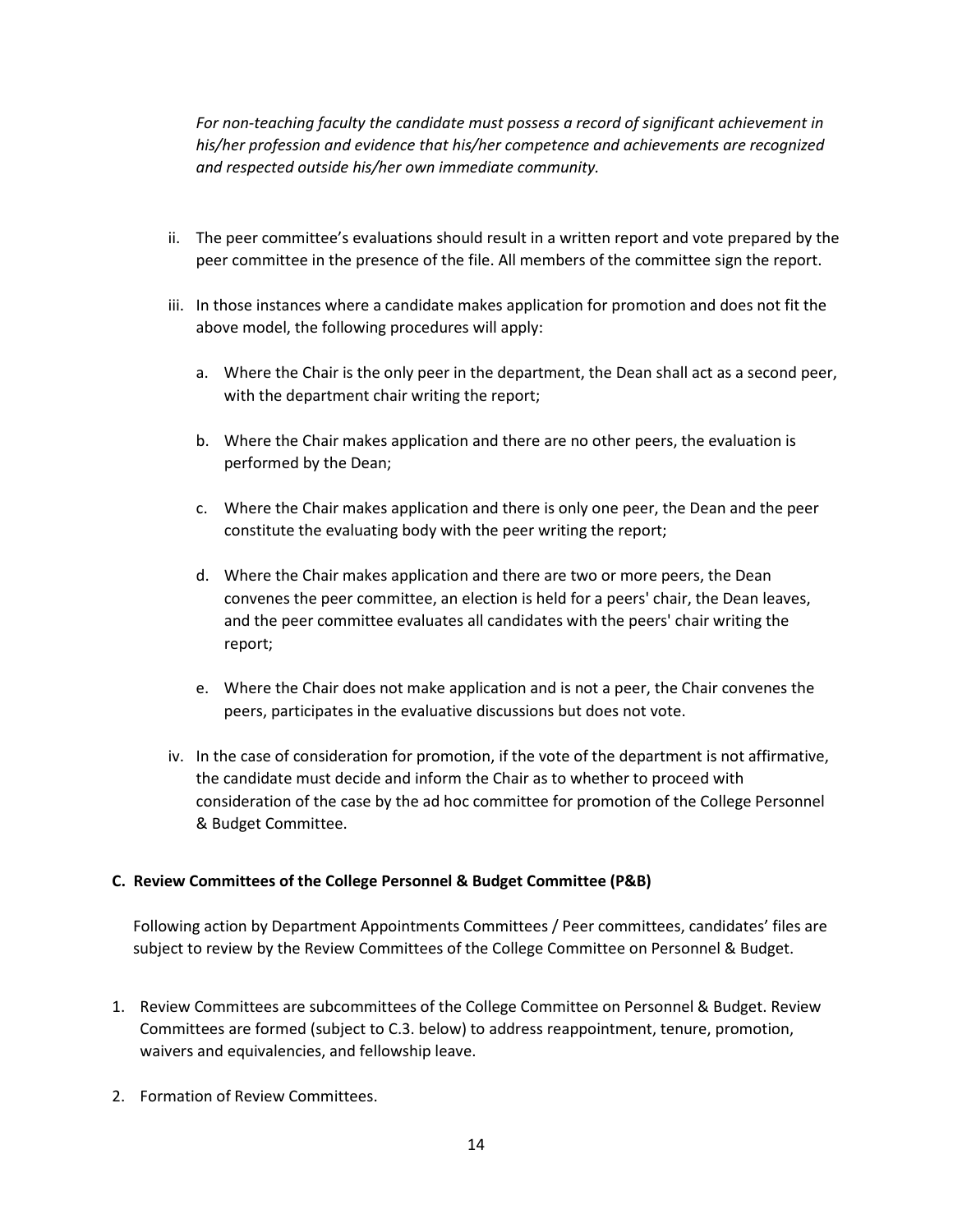*For non-teaching faculty the candidate must possess a record of significant achievement in his/her profession and evidence that his/her competence and achievements are recognized and respected outside his/her own immediate community.*

ii. The peer committee's evaluations should result in a written report and vote prepared by the peer committee in the presence of the file. All members of the committee sign the report.

iii. In those instances where a candidate makes application for promotion and does not fit the above model, the following procedures will apply:

   a. Where the Chair is the only peer in the department, the Dean shall act as a second peer, with the department chair writing the report;

   b. Where the Chair makes application and there are no other peers, the evaluation is performed by the Dean;

   c. Where the Chair makes application and there is only one peer, the Dean and the peer constitute the evaluating body with the peer writing the report;

   d. Where the Chair makes application and there are two or more peers, the Dean convenes the peer committee, an election is held for a peers' chair, the Dean leaves, and the peer committee evaluates all candidates with the peers' chair writing the report;

   e. Where the Chair does not make application and is not a peer, the Chair convenes the peers, participates in the evaluative discussions but does not vote.

iv. In the case of consideration for promotion, if the vote of the department is not affirmative, the candidate must decide and inform the Chair as to whether to proceed with consideration of the case by the ad hoc committee for promotion of the College Personnel & Budget Committee.

**C. Review Committees of the College Personnel & Budget Committee (P&B)**

Following action by Department Appointments Committees / Peer committees, candidates' files are subject to review by the Review Committees of the College Committee on Personnel & Budget.

1. Review Committees are subcommittees of the College Committee on Personnel & Budget. Review Committees are formed (subject to C.3. below) to address reappointment, tenure, promotion, waivers and equivalencies, and fellowship leave.

2. Formation of Review Committees.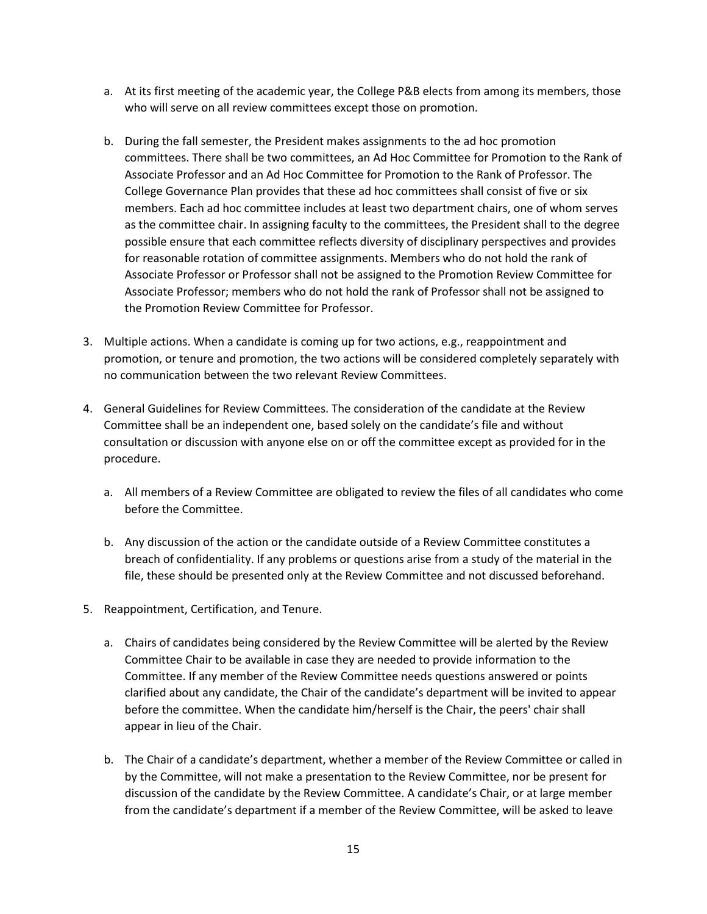a. At its first meeting of the academic year, the College P&B elects from among its members, those who will serve on all review committees except those on promotion.

b. During the fall semester, the President makes assignments to the ad hoc promotion committees. There shall be two committees, an Ad Hoc Committee for Promotion to the Rank of Associate Professor and an Ad Hoc Committee for Promotion to the Rank of Professor. The College Governance Plan provides that these ad hoc committees shall consist of five or six members. Each ad hoc committee includes at least two department chairs, one of whom serves as the committee chair. In assigning faculty to the committees, the President shall to the degree possible ensure that each committee reflects diversity of disciplinary perspectives and provides for reasonable rotation of committee assignments. Members who do not hold the rank of Associate Professor or Professor shall not be assigned to the Promotion Review Committee for Associate Professor; members who do not hold the rank of Professor shall not be assigned to the Promotion Review Committee for Professor.

3. Multiple actions. When a candidate is coming up for two actions, e.g., reappointment and promotion, or tenure and promotion, the two actions will be considered completely separately with no communication between the two relevant Review Committees.

4. General Guidelines for Review Committees. The consideration of the candidate at the Review Committee shall be an independent one, based solely on the candidate's file and without consultation or discussion with anyone else on or off the committee except as provided for in the procedure.

   a. All members of a Review Committee are obligated to review the files of all candidates who come before the Committee.

   b. Any discussion of the action or the candidate outside of a Review Committee constitutes a breach of confidentiality. If any problems or questions arise from a study of the material in the file, these should be presented only at the Review Committee and not discussed beforehand.

5. Reappointment, Certification, and Tenure.

   a. Chairs of candidates being considered by the Review Committee will be alerted by the Review Committee Chair to be available in case they are needed to provide information to the Committee. If any member of the Review Committee needs questions answered or points clarified about any candidate, the Chair of the candidate's department will be invited to appear before the committee. When the candidate him/herself is the Chair, the peers' chair shall appear in lieu of the Chair.

   b. The Chair of a candidate's department, whether a member of the Review Committee or called in by the Committee, will not make a presentation to the Review Committee, nor be present for discussion of the candidate by the Review Committee. A candidate's Chair, or at large member from the candidate's department if a member of the Review Committee, will be asked to leave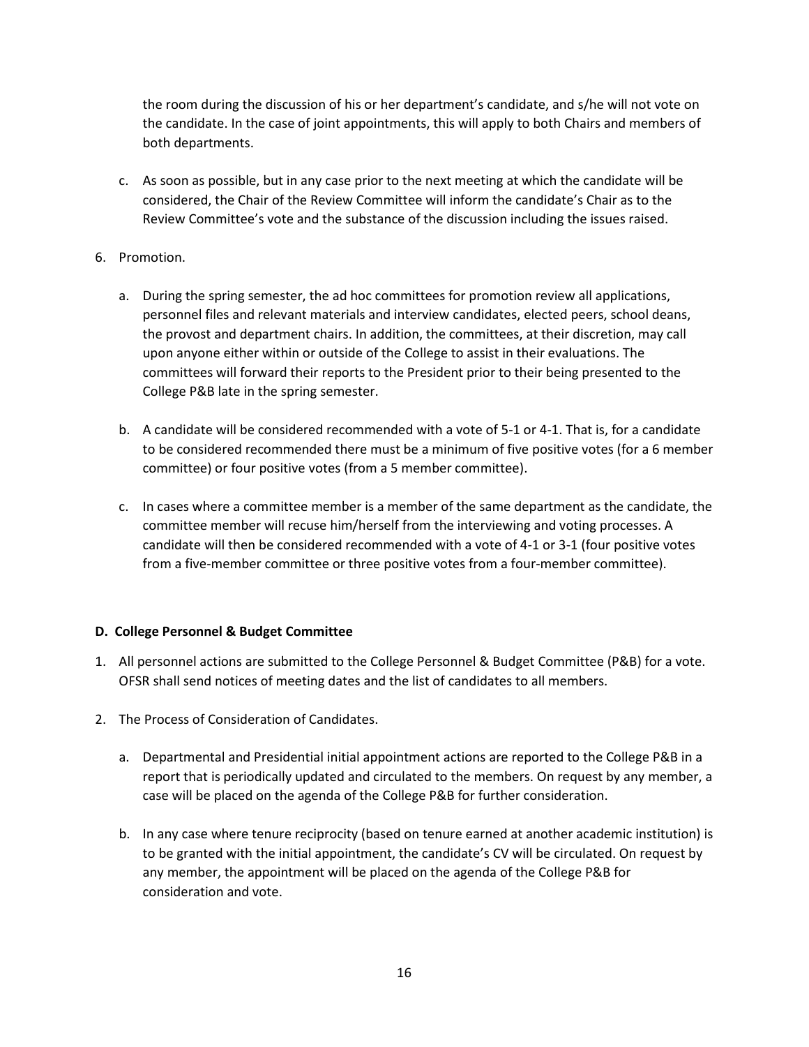the room during the discussion of his or her department's candidate, and s/he will not vote on the candidate. In the case of joint appointments, this will apply to both Chairs and members of both departments.

c. As soon as possible, but in any case prior to the next meeting at which the candidate will be considered, the Chair of the Review Committee will inform the candidate's Chair as to the Review Committee's vote and the substance of the discussion including the issues raised.

6. Promotion.

   a. During the spring semester, the ad hoc committees for promotion review all applications, personnel files and relevant materials and interview candidates, elected peers, school deans, the provost and department chairs. In addition, the committees, at their discretion, may call upon anyone either within or outside of the College to assist in their evaluations. The committees will forward their reports to the President prior to their being presented to the College P&B late in the spring semester.

   b. A candidate will be considered recommended with a vote of 5-1 or 4-1. That is, for a candidate to be considered recommended there must be a minimum of five positive votes (for a 6 member committee) or four positive votes (from a 5 member committee).

   c. In cases where a committee member is a member of the same department as the candidate, the committee member will recuse him/herself from the interviewing and voting processes. A candidate will then be considered recommended with a vote of 4-1 or 3-1 (four positive votes from a five-member committee or three positive votes from a four-member committee).

**D. College Personnel & Budget Committee**

1. All personnel actions are submitted to the College Personnel & Budget Committee (P&B) for a vote. OFSR shall send notices of meeting dates and the list of candidates to all members.

2. The Process of Consideration of Candidates.

   a. Departmental and Presidential initial appointment actions are reported to the College P&B in a report that is periodically updated and circulated to the members. On request by any member, a case will be placed on the agenda of the College P&B for further consideration.

   b. In any case where tenure reciprocity (based on tenure earned at another academic institution) is to be granted with the initial appointment, the candidate's CV will be circulated. On request by any member, the appointment will be placed on the agenda of the College P&B for consideration and vote.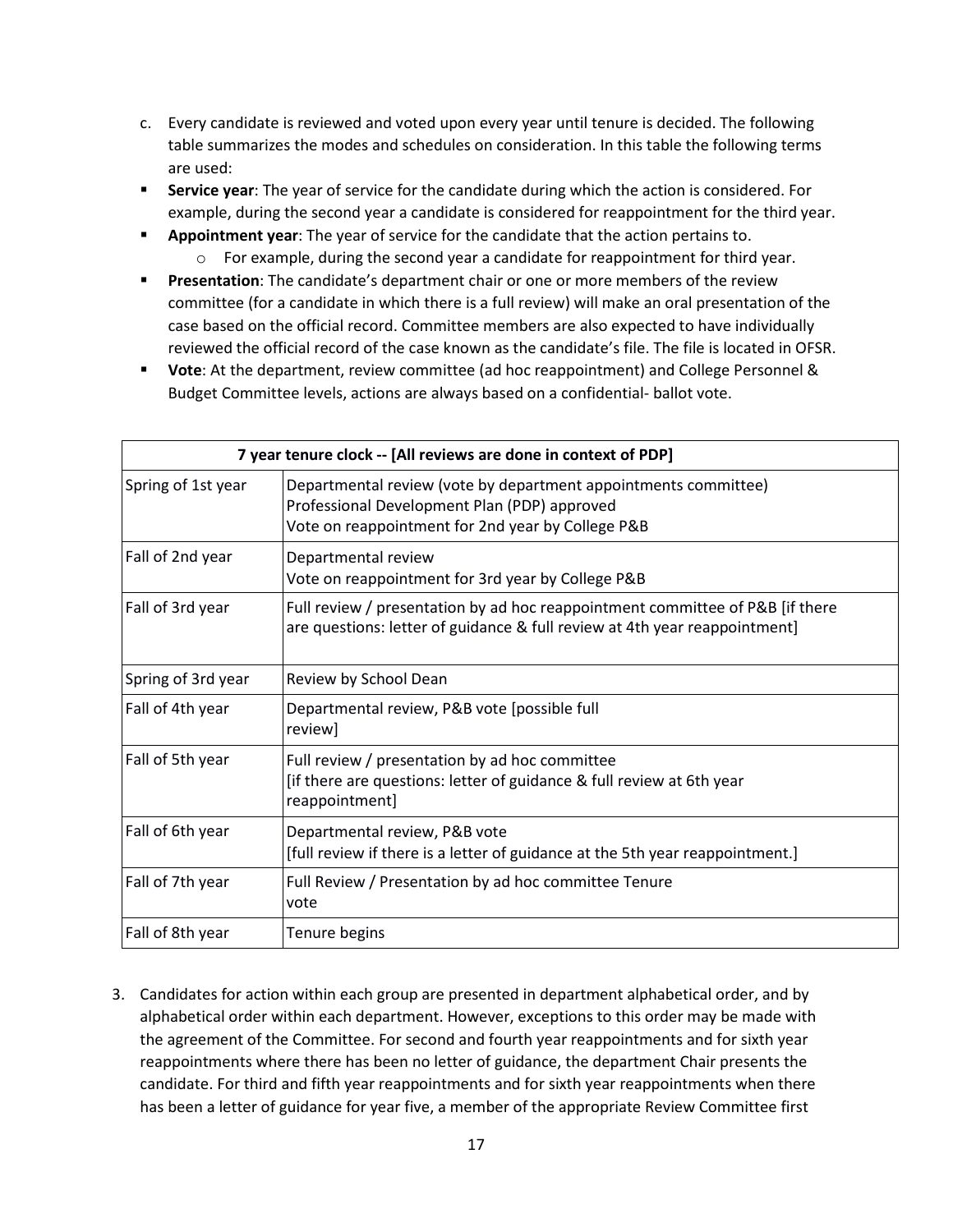c. Every candidate is reviewed and voted upon every year until tenure is decided. The following table summarizes the modes and schedules on consideration. In this table the following terms are used:

- **Service year**: The year of service for the candidate during which the action is considered. For example, during the second year a candidate is considered for reappointment for the third year.
- **Appointment year**: The year of service for the candidate that the action pertains to.
  - For example, during the second year a candidate for reappointment for third year.
- **Presentation**: The candidate's department chair or one or more members of the review committee (for a candidate in which there is a full review) will make an oral presentation of the case based on the official record. Committee members are also expected to have individually reviewed the official record of the case known as the candidate's file. The file is located in OFSR.
- **Vote**: At the department, review committee (ad hoc reappointment) and College Personnel & Budget Committee levels, actions are always based on a confidential- ballot vote.

| **7 year tenure clock -- [All reviews are done in context of PDP]** | |
|---|---|
| Spring of 1st year | Departmental review (vote by department appointments committee)<br>Professional Development Plan (PDP) approved<br>Vote on reappointment for 2nd year by College P&B |
| Fall of 2nd year | Departmental review<br>Vote on reappointment for 3rd year by College P&B |
| Fall of 3rd year | Full review / presentation by ad hoc reappointment committee of P&B [if there are questions: letter of guidance & full review at 4th year reappointment] |
| Spring of 3rd year | Review by School Dean |
| Fall of 4th year | Departmental review, P&B vote [possible full review] |
| Fall of 5th year | Full review / presentation by ad hoc committee<br>[if there are questions: letter of guidance & full review at 6th year reappointment] |
| Fall of 6th year | Departmental review, P&B vote<br>[full review if there is a letter of guidance at the 5th year reappointment.] |
| Fall of 7th year | Full Review / Presentation by ad hoc committee Tenure vote |
| Fall of 8th year | Tenure begins |

3. Candidates for action within each group are presented in department alphabetical order, and by alphabetical order within each department. However, exceptions to this order may be made with the agreement of the Committee. For second and fourth year reappointments and for sixth year reappointments where there has been no letter of guidance, the department Chair presents the candidate. For third and fifth year reappointments and for sixth year reappointments when there has been a letter of guidance for year five, a member of the appropriate Review Committee first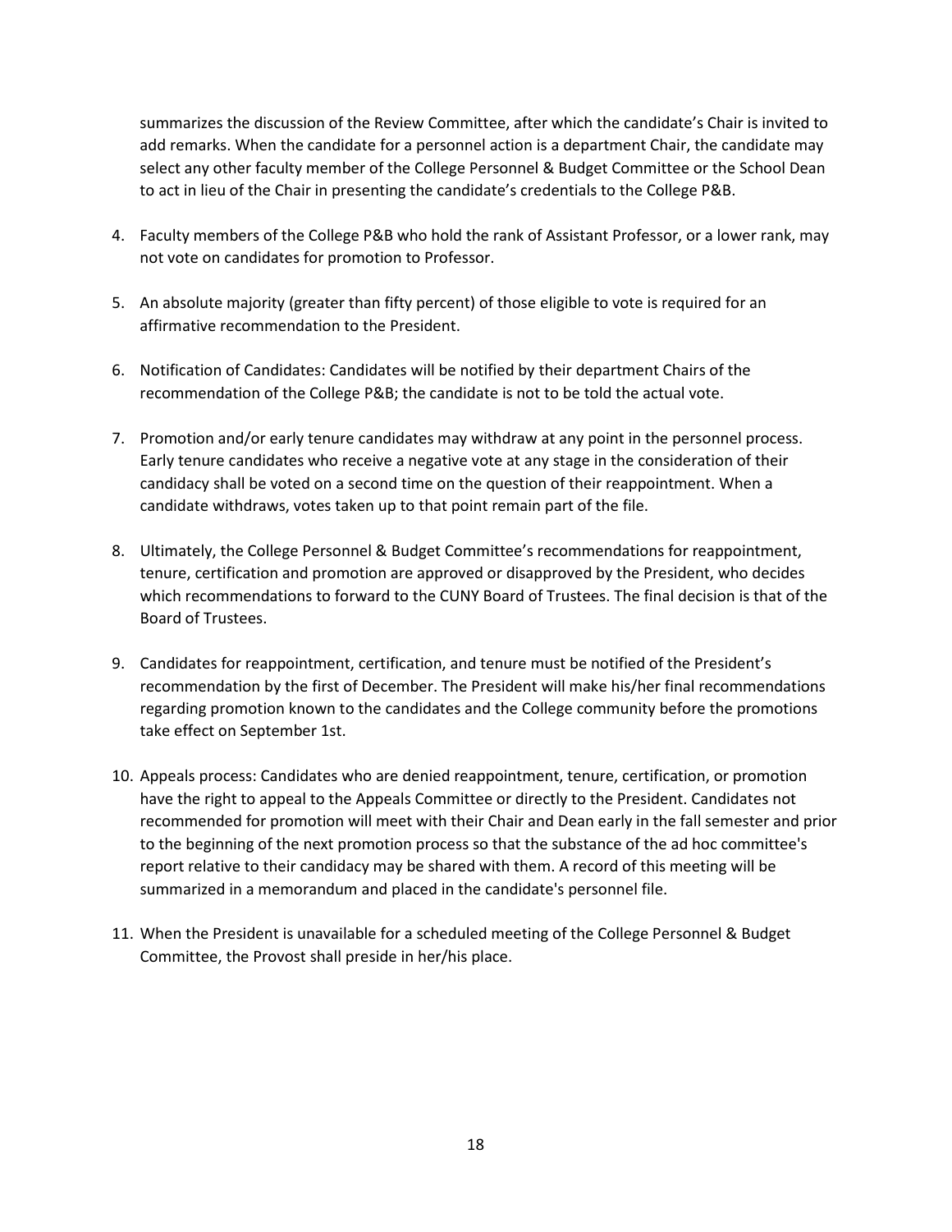summarizes the discussion of the Review Committee, after which the candidate's Chair is invited to add remarks. When the candidate for a personnel action is a department Chair, the candidate may select any other faculty member of the College Personnel & Budget Committee or the School Dean to act in lieu of the Chair in presenting the candidate's credentials to the College P&B.

4. Faculty members of the College P&B who hold the rank of Assistant Professor, or a lower rank, may not vote on candidates for promotion to Professor.

5. An absolute majority (greater than fifty percent) of those eligible to vote is required for an affirmative recommendation to the President.

6. Notification of Candidates: Candidates will be notified by their department Chairs of the recommendation of the College P&B; the candidate is not to be told the actual vote.

7. Promotion and/or early tenure candidates may withdraw at any point in the personnel process. Early tenure candidates who receive a negative vote at any stage in the consideration of their candidacy shall be voted on a second time on the question of their reappointment. When a candidate withdraws, votes taken up to that point remain part of the file.

8. Ultimately, the College Personnel & Budget Committee's recommendations for reappointment, tenure, certification and promotion are approved or disapproved by the President, who decides which recommendations to forward to the CUNY Board of Trustees. The final decision is that of the Board of Trustees.

9. Candidates for reappointment, certification, and tenure must be notified of the President's recommendation by the first of December. The President will make his/her final recommendations regarding promotion known to the candidates and the College community before the promotions take effect on September 1st.

10. Appeals process: Candidates who are denied reappointment, tenure, certification, or promotion have the right to appeal to the Appeals Committee or directly to the President. Candidates not recommended for promotion will meet with their Chair and Dean early in the fall semester and prior to the beginning of the next promotion process so that the substance of the ad hoc committee's report relative to their candidacy may be shared with them. A record of this meeting will be summarized in a memorandum and placed in the candidate's personnel file.

11. When the President is unavailable for a scheduled meeting of the College Personnel & Budget Committee, the Provost shall preside in her/his place.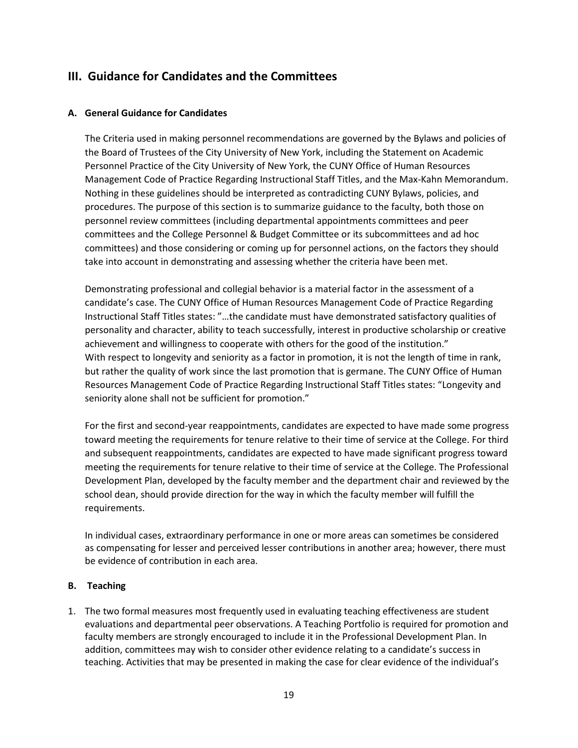## III. Guidance for Candidates and the Committees

### A. General Guidance for Candidates

The Criteria used in making personnel recommendations are governed by the Bylaws and policies of the Board of Trustees of the City University of New York, including the Statement on Academic Personnel Practice of the City University of New York, the CUNY Office of Human Resources Management Code of Practice Regarding Instructional Staff Titles, and the Max-Kahn Memorandum. Nothing in these guidelines should be interpreted as contradicting CUNY Bylaws, policies, and procedures. The purpose of this section is to summarize guidance to the faculty, both those on personnel review committees (including departmental appointments committees and peer committees and the College Personnel & Budget Committee or its subcommittees and ad hoc committees) and those considering or coming up for personnel actions, on the factors they should take into account in demonstrating and assessing whether the criteria have been met.

Demonstrating professional and collegial behavior is a material factor in the assessment of a candidate's case. The CUNY Office of Human Resources Management Code of Practice Regarding Instructional Staff Titles states: "…the candidate must have demonstrated satisfactory qualities of personality and character, ability to teach successfully, interest in productive scholarship or creative achievement and willingness to cooperate with others for the good of the institution."
With respect to longevity and seniority as a factor in promotion, it is not the length of time in rank, but rather the quality of work since the last promotion that is germane. The CUNY Office of Human Resources Management Code of Practice Regarding Instructional Staff Titles states: "Longevity and seniority alone shall not be sufficient for promotion."

For the first and second-year reappointments, candidates are expected to have made some progress toward meeting the requirements for tenure relative to their time of service at the College. For third and subsequent reappointments, candidates are expected to have made significant progress toward meeting the requirements for tenure relative to their time of service at the College. The Professional Development Plan, developed by the faculty member and the department chair and reviewed by the school dean, should provide direction for the way in which the faculty member will fulfill the requirements.

In individual cases, extraordinary performance in one or more areas can sometimes be considered as compensating for lesser and perceived lesser contributions in another area; however, there must be evidence of contribution in each area.

### B. Teaching

1. The two formal measures most frequently used in evaluating teaching effectiveness are student evaluations and departmental peer observations. A Teaching Portfolio is required for promotion and faculty members are strongly encouraged to include it in the Professional Development Plan. In addition, committees may wish to consider other evidence relating to a candidate's success in teaching. Activities that may be presented in making the case for clear evidence of the individual's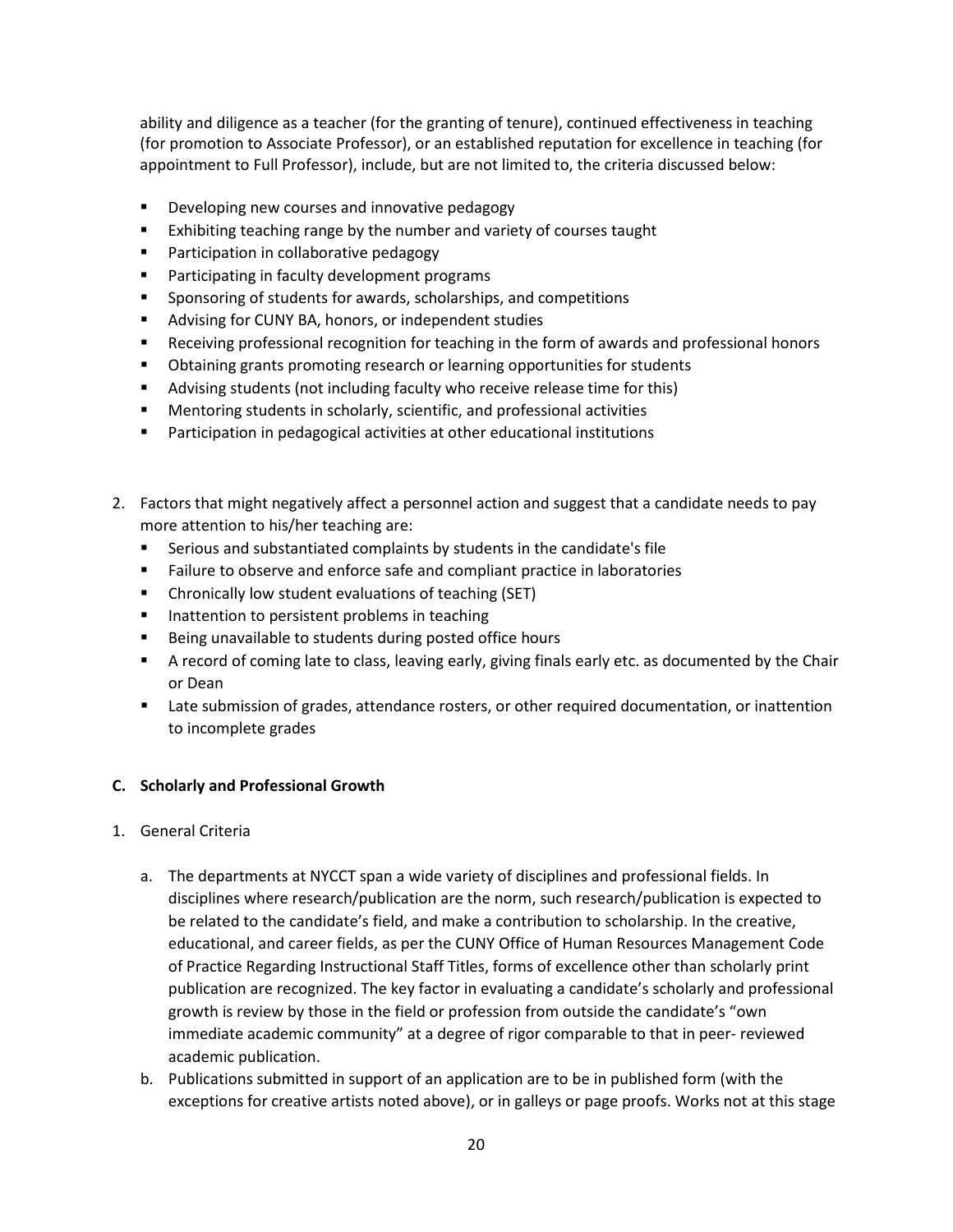ability and diligence as a teacher (for the granting of tenure), continued effectiveness in teaching (for promotion to Associate Professor), or an established reputation for excellence in teaching (for appointment to Full Professor), include, but are not limited to, the criteria discussed below:

- Developing new courses and innovative pedagogy
- Exhibiting teaching range by the number and variety of courses taught
- Participation in collaborative pedagogy
- Participating in faculty development programs
- Sponsoring of students for awards, scholarships, and competitions
- Advising for CUNY BA, honors, or independent studies
- Receiving professional recognition for teaching in the form of awards and professional honors
- Obtaining grants promoting research or learning opportunities for students
- Advising students (not including faculty who receive release time for this)
- Mentoring students in scholarly, scientific, and professional activities
- Participation in pedagogical activities at other educational institutions

2. Factors that might negatively affect a personnel action and suggest that a candidate needs to pay more attention to his/her teaching are:
   - Serious and substantiated complaints by students in the candidate's file
   - Failure to observe and enforce safe and compliant practice in laboratories
   - Chronically low student evaluations of teaching (SET)
   - Inattention to persistent problems in teaching
   - Being unavailable to students during posted office hours
   - A record of coming late to class, leaving early, giving finals early etc. as documented by the Chair or Dean
   - Late submission of grades, attendance rosters, or other required documentation, or inattention to incomplete grades

**C. Scholarly and Professional Growth**

1. General Criteria

   a. The departments at NYCCT span a wide variety of disciplines and professional fields. In disciplines where research/publication are the norm, such research/publication is expected to be related to the candidate's field, and make a contribution to scholarship. In the creative, educational, and career fields, as per the CUNY Office of Human Resources Management Code of Practice Regarding Instructional Staff Titles, forms of excellence other than scholarly print publication are recognized. The key factor in evaluating a candidate's scholarly and professional growth is review by those in the field or profession from outside the candidate's "own immediate academic community" at a degree of rigor comparable to that in peer- reviewed academic publication.

   b. Publications submitted in support of an application are to be in published form (with the exceptions for creative artists noted above), or in galleys or page proofs. Works not at this stage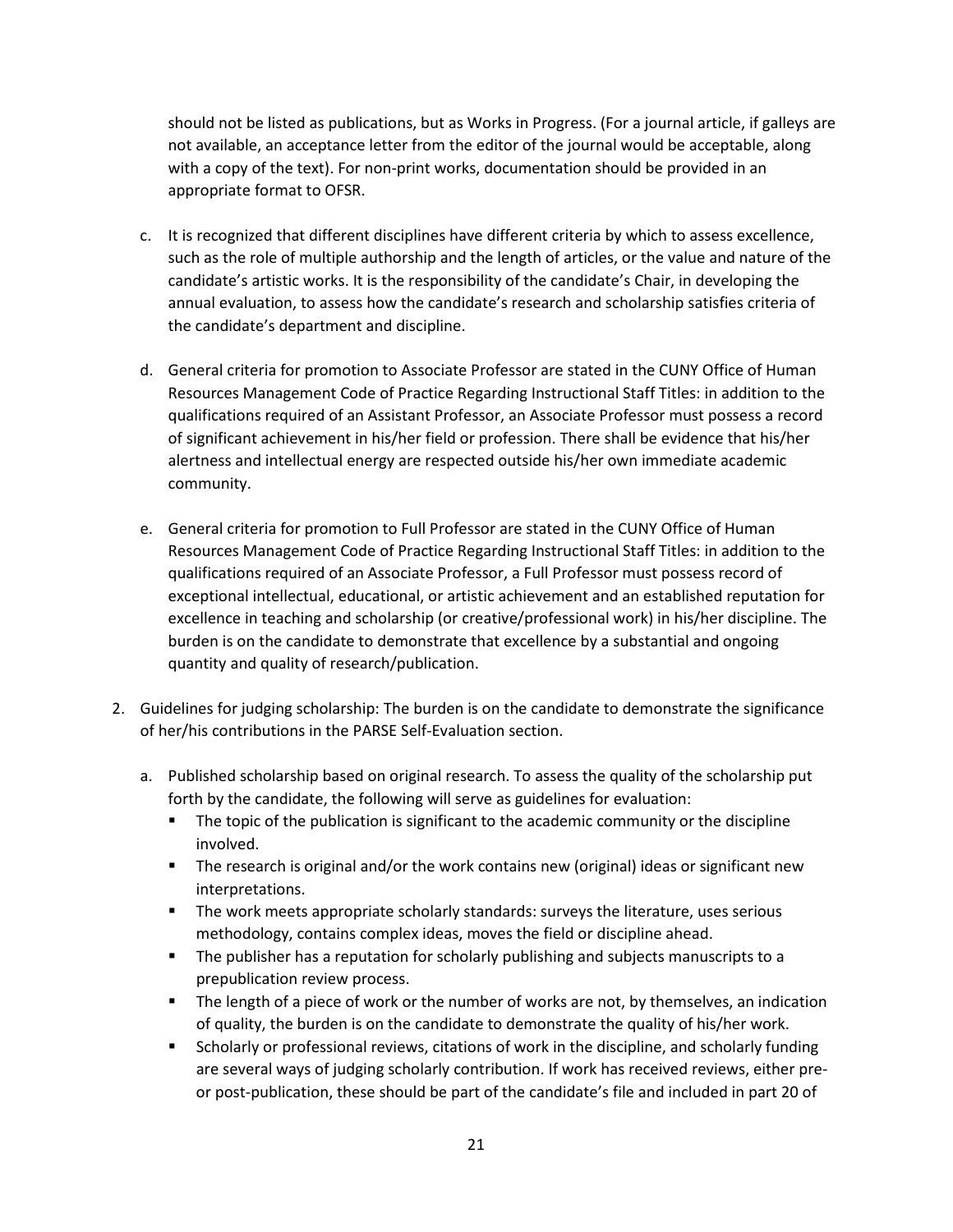should not be listed as publications, but as Works in Progress. (For a journal article, if galleys are not available, an acceptance letter from the editor of the journal would be acceptable, along with a copy of the text). For non-print works, documentation should be provided in an appropriate format to OFSR.

c. It is recognized that different disciplines have different criteria by which to assess excellence, such as the role of multiple authorship and the length of articles, or the value and nature of the candidate's artistic works. It is the responsibility of the candidate's Chair, in developing the annual evaluation, to assess how the candidate's research and scholarship satisfies criteria of the candidate's department and discipline.

d. General criteria for promotion to Associate Professor are stated in the CUNY Office of Human Resources Management Code of Practice Regarding Instructional Staff Titles: in addition to the qualifications required of an Assistant Professor, an Associate Professor must possess a record of significant achievement in his/her field or profession. There shall be evidence that his/her alertness and intellectual energy are respected outside his/her own immediate academic community.

e. General criteria for promotion to Full Professor are stated in the CUNY Office of Human Resources Management Code of Practice Regarding Instructional Staff Titles: in addition to the qualifications required of an Associate Professor, a Full Professor must possess record of exceptional intellectual, educational, or artistic achievement and an established reputation for excellence in teaching and scholarship (or creative/professional work) in his/her discipline. The burden is on the candidate to demonstrate that excellence by a substantial and ongoing quantity and quality of research/publication.

2. Guidelines for judging scholarship: The burden is on the candidate to demonstrate the significance of her/his contributions in the PARSE Self-Evaluation section.

   a. Published scholarship based on original research. To assess the quality of the scholarship put forth by the candidate, the following will serve as guidelines for evaluation:
      - The topic of the publication is significant to the academic community or the discipline involved.
      - The research is original and/or the work contains new (original) ideas or significant new interpretations.
      - The work meets appropriate scholarly standards: surveys the literature, uses serious methodology, contains complex ideas, moves the field or discipline ahead.
      - The publisher has a reputation for scholarly publishing and subjects manuscripts to a prepublication review process.
      - The length of a piece of work or the number of works are not, by themselves, an indication of quality, the burden is on the candidate to demonstrate the quality of his/her work.
      - Scholarly or professional reviews, citations of work in the discipline, and scholarly funding are several ways of judging scholarly contribution. If work has received reviews, either pre- or post-publication, these should be part of the candidate's file and included in part 20 of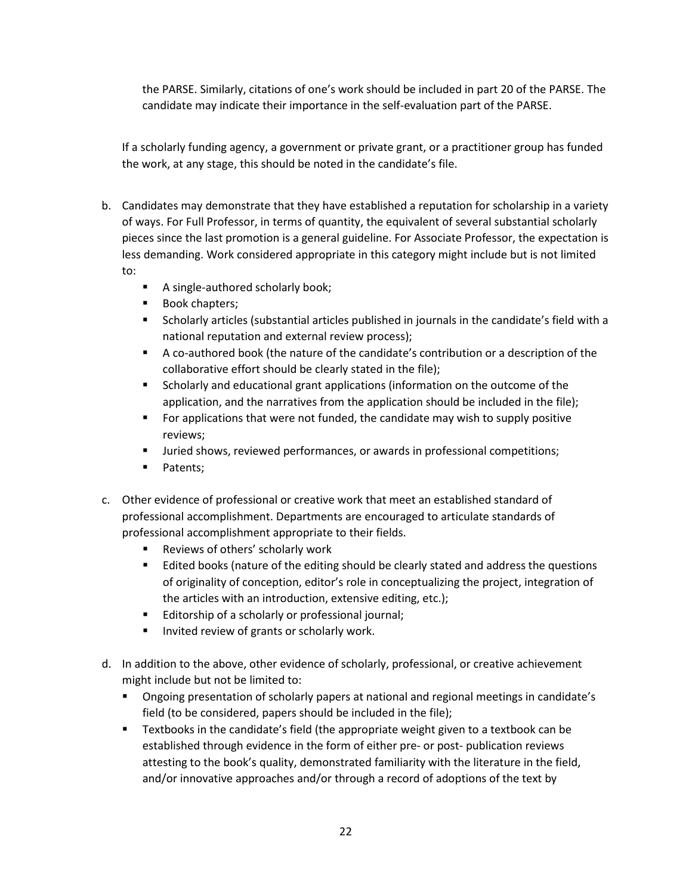the PARSE. Similarly, citations of one's work should be included in part 20 of the PARSE. The candidate may indicate their importance in the self-evaluation part of the PARSE.

If a scholarly funding agency, a government or private grant, or a practitioner group has funded the work, at any stage, this should be noted in the candidate's file.

b. Candidates may demonstrate that they have established a reputation for scholarship in a variety of ways. For Full Professor, in terms of quantity, the equivalent of several substantial scholarly pieces since the last promotion is a general guideline. For Associate Professor, the expectation is less demanding. Work considered appropriate in this category might include but is not limited to:
   - A single-authored scholarly book;
   - Book chapters;
   - Scholarly articles (substantial articles published in journals in the candidate's field with a national reputation and external review process);
   - A co-authored book (the nature of the candidate's contribution or a description of the collaborative effort should be clearly stated in the file);
   - Scholarly and educational grant applications (information on the outcome of the application, and the narratives from the application should be included in the file);
   - For applications that were not funded, the candidate may wish to supply positive reviews;
   - Juried shows, reviewed performances, or awards in professional competitions;
   - Patents;

c. Other evidence of professional or creative work that meet an established standard of professional accomplishment. Departments are encouraged to articulate standards of professional accomplishment appropriate to their fields.
   - Reviews of others' scholarly work
   - Edited books (nature of the editing should be clearly stated and address the questions of originality of conception, editor's role in conceptualizing the project, integration of the articles with an introduction, extensive editing, etc.);
   - Editorship of a scholarly or professional journal;
   - Invited review of grants or scholarly work.

d. In addition to the above, other evidence of scholarly, professional, or creative achievement might include but not be limited to:
   - Ongoing presentation of scholarly papers at national and regional meetings in candidate's field (to be considered, papers should be included in the file);
   - Textbooks in the candidate's field (the appropriate weight given to a textbook can be established through evidence in the form of either pre- or post- publication reviews attesting to the book's quality, demonstrated familiarity with the literature in the field, and/or innovative approaches and/or through a record of adoptions of the text by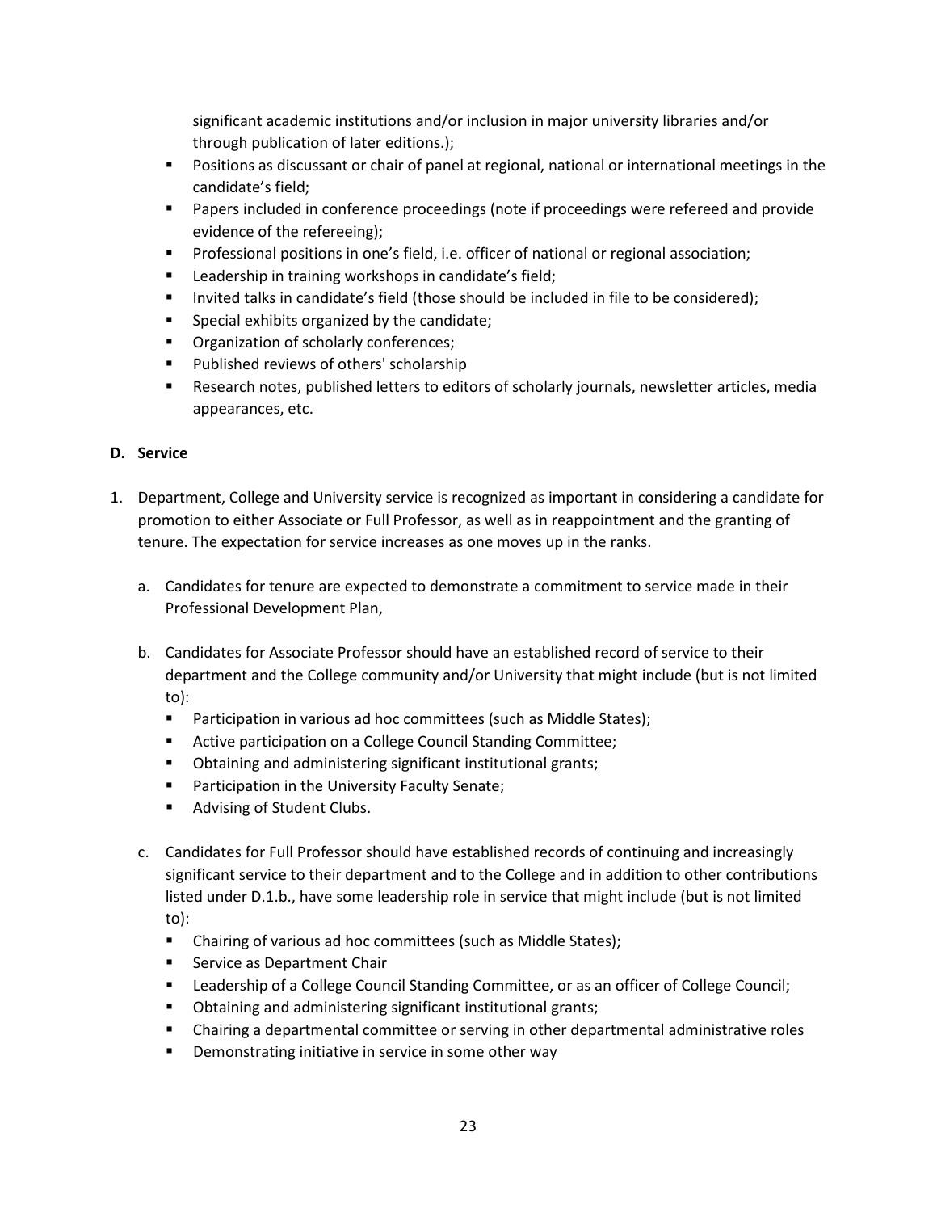significant academic institutions and/or inclusion in major university libraries and/or through publication of later editions.);

- Positions as discussant or chair of panel at regional, national or international meetings in the candidate's field;
- Papers included in conference proceedings (note if proceedings were refereed and provide evidence of the refereeing);
- Professional positions in one's field, i.e. officer of national or regional association;
- Leadership in training workshops in candidate's field;
- Invited talks in candidate's field (those should be included in file to be considered);
- Special exhibits organized by the candidate;
- Organization of scholarly conferences;
- Published reviews of others' scholarship
- Research notes, published letters to editors of scholarly journals, newsletter articles, media appearances, etc.

**D. Service**

1. Department, College and University service is recognized as important in considering a candidate for promotion to either Associate or Full Professor, as well as in reappointment and the granting of tenure. The expectation for service increases as one moves up in the ranks.

   a. Candidates for tenure are expected to demonstrate a commitment to service made in their Professional Development Plan,

   b. Candidates for Associate Professor should have an established record of service to their department and the College community and/or University that might include (but is not limited to):
      - Participation in various ad hoc committees (such as Middle States);
      - Active participation on a College Council Standing Committee;
      - Obtaining and administering significant institutional grants;
      - Participation in the University Faculty Senate;
      - Advising of Student Clubs.

   c. Candidates for Full Professor should have established records of continuing and increasingly significant service to their department and to the College and in addition to other contributions listed under D.1.b., have some leadership role in service that might include (but is not limited to):
      - Chairing of various ad hoc committees (such as Middle States);
      - Service as Department Chair
      - Leadership of a College Council Standing Committee, or as an officer of College Council;
      - Obtaining and administering significant institutional grants;
      - Chairing a departmental committee or serving in other departmental administrative roles
      - Demonstrating initiative in service in some other way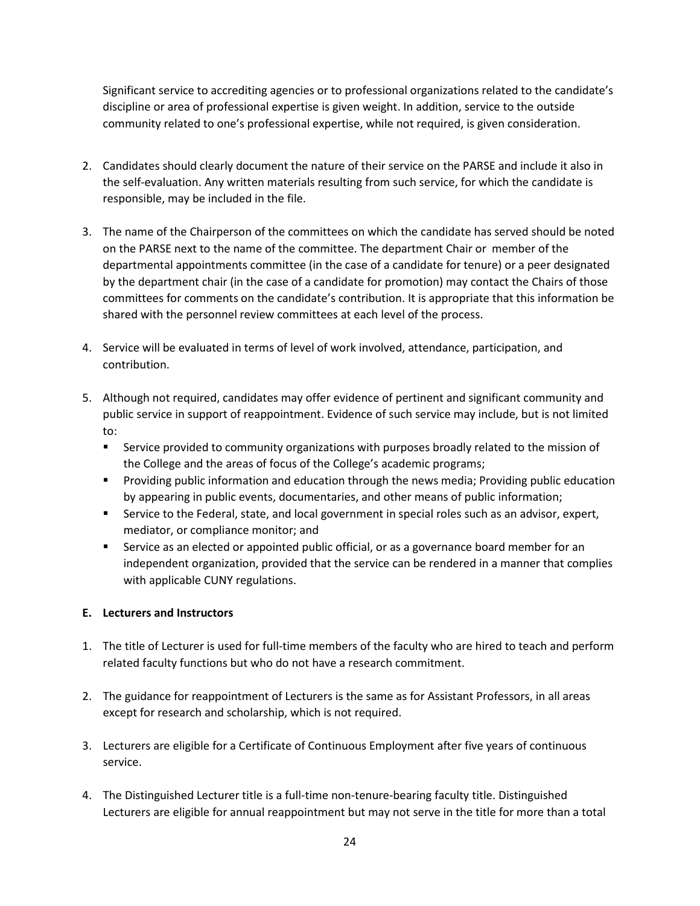Significant service to accrediting agencies or to professional organizations related to the candidate's discipline or area of professional expertise is given weight. In addition, service to the outside community related to one's professional expertise, while not required, is given consideration.

2. Candidates should clearly document the nature of their service on the PARSE and include it also in the self-evaluation. Any written materials resulting from such service, for which the candidate is responsible, may be included in the file.

3. The name of the Chairperson of the committees on which the candidate has served should be noted on the PARSE next to the name of the committee. The department Chair or member of the departmental appointments committee (in the case of a candidate for tenure) or a peer designated by the department chair (in the case of a candidate for promotion) may contact the Chairs of those committees for comments on the candidate's contribution. It is appropriate that this information be shared with the personnel review committees at each level of the process.

4. Service will be evaluated in terms of level of work involved, attendance, participation, and contribution.

5. Although not required, candidates may offer evidence of pertinent and significant community and public service in support of reappointment. Evidence of such service may include, but is not limited to:
   - Service provided to community organizations with purposes broadly related to the mission of the College and the areas of focus of the College's academic programs;
   - Providing public information and education through the news media; Providing public education by appearing in public events, documentaries, and other means of public information;
   - Service to the Federal, state, and local government in special roles such as an advisor, expert, mediator, or compliance monitor; and
   - Service as an elected or appointed public official, or as a governance board member for an independent organization, provided that the service can be rendered in a manner that complies with applicable CUNY regulations.

**E. Lecturers and Instructors**

1. The title of Lecturer is used for full-time members of the faculty who are hired to teach and perform related faculty functions but who do not have a research commitment.

2. The guidance for reappointment of Lecturers is the same as for Assistant Professors, in all areas except for research and scholarship, which is not required.

3. Lecturers are eligible for a Certificate of Continuous Employment after five years of continuous service.

4. The Distinguished Lecturer title is a full-time non-tenure-bearing faculty title. Distinguished Lecturers are eligible for annual reappointment but may not serve in the title for more than a total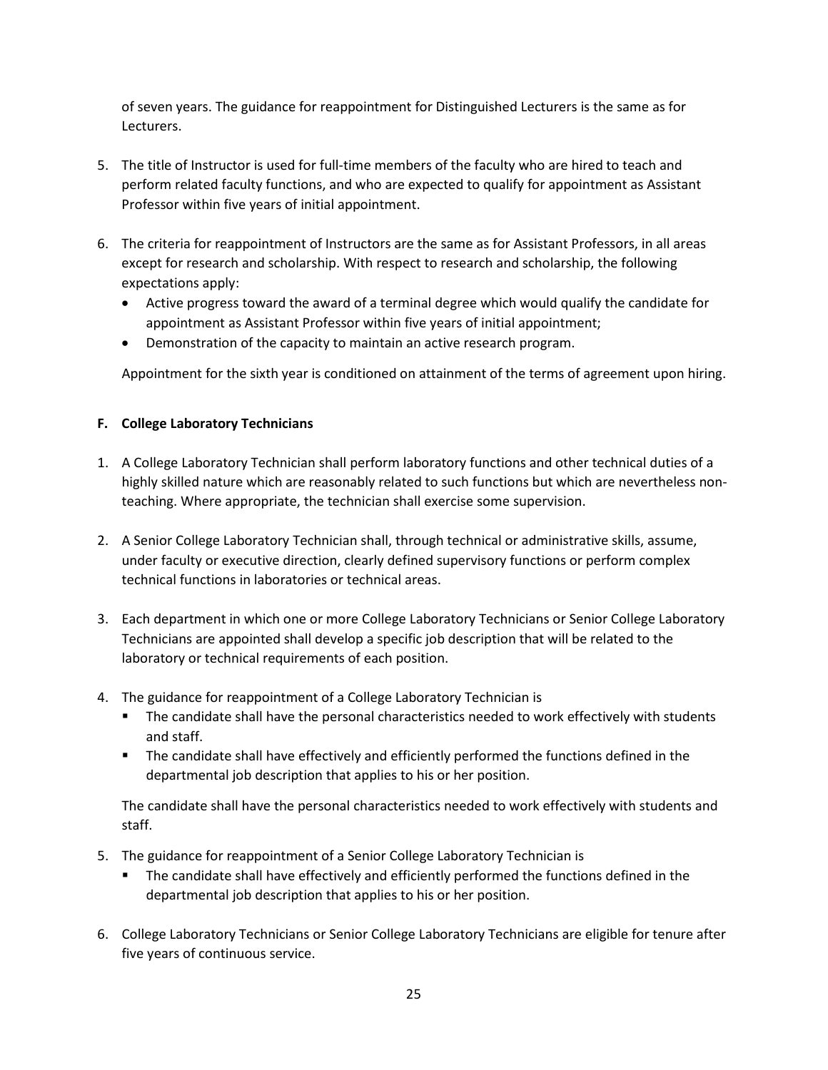of seven years. The guidance for reappointment for Distinguished Lecturers is the same as for Lecturers.

5. The title of Instructor is used for full-time members of the faculty who are hired to teach and perform related faculty functions, and who are expected to qualify for appointment as Assistant Professor within five years of initial appointment.

6. The criteria for reappointment of Instructors are the same as for Assistant Professors, in all areas except for research and scholarship. With respect to research and scholarship, the following expectations apply:
   - Active progress toward the award of a terminal degree which would qualify the candidate for appointment as Assistant Professor within five years of initial appointment;
   - Demonstration of the capacity to maintain an active research program.

   Appointment for the sixth year is conditioned on attainment of the terms of agreement upon hiring.

**F. College Laboratory Technicians**

1. A College Laboratory Technician shall perform laboratory functions and other technical duties of a highly skilled nature which are reasonably related to such functions but which are nevertheless non-teaching. Where appropriate, the technician shall exercise some supervision.

2. A Senior College Laboratory Technician shall, through technical or administrative skills, assume, under faculty or executive direction, clearly defined supervisory functions or perform complex technical functions in laboratories or technical areas.

3. Each department in which one or more College Laboratory Technicians or Senior College Laboratory Technicians are appointed shall develop a specific job description that will be related to the laboratory or technical requirements of each position.

4. The guidance for reappointment of a College Laboratory Technician is
   - The candidate shall have the personal characteristics needed to work effectively with students and staff.
   - The candidate shall have effectively and efficiently performed the functions defined in the departmental job description that applies to his or her position.

   The candidate shall have the personal characteristics needed to work effectively with students and staff.

5. The guidance for reappointment of a Senior College Laboratory Technician is
   - The candidate shall have effectively and efficiently performed the functions defined in the departmental job description that applies to his or her position.

6. College Laboratory Technicians or Senior College Laboratory Technicians are eligible for tenure after five years of continuous service.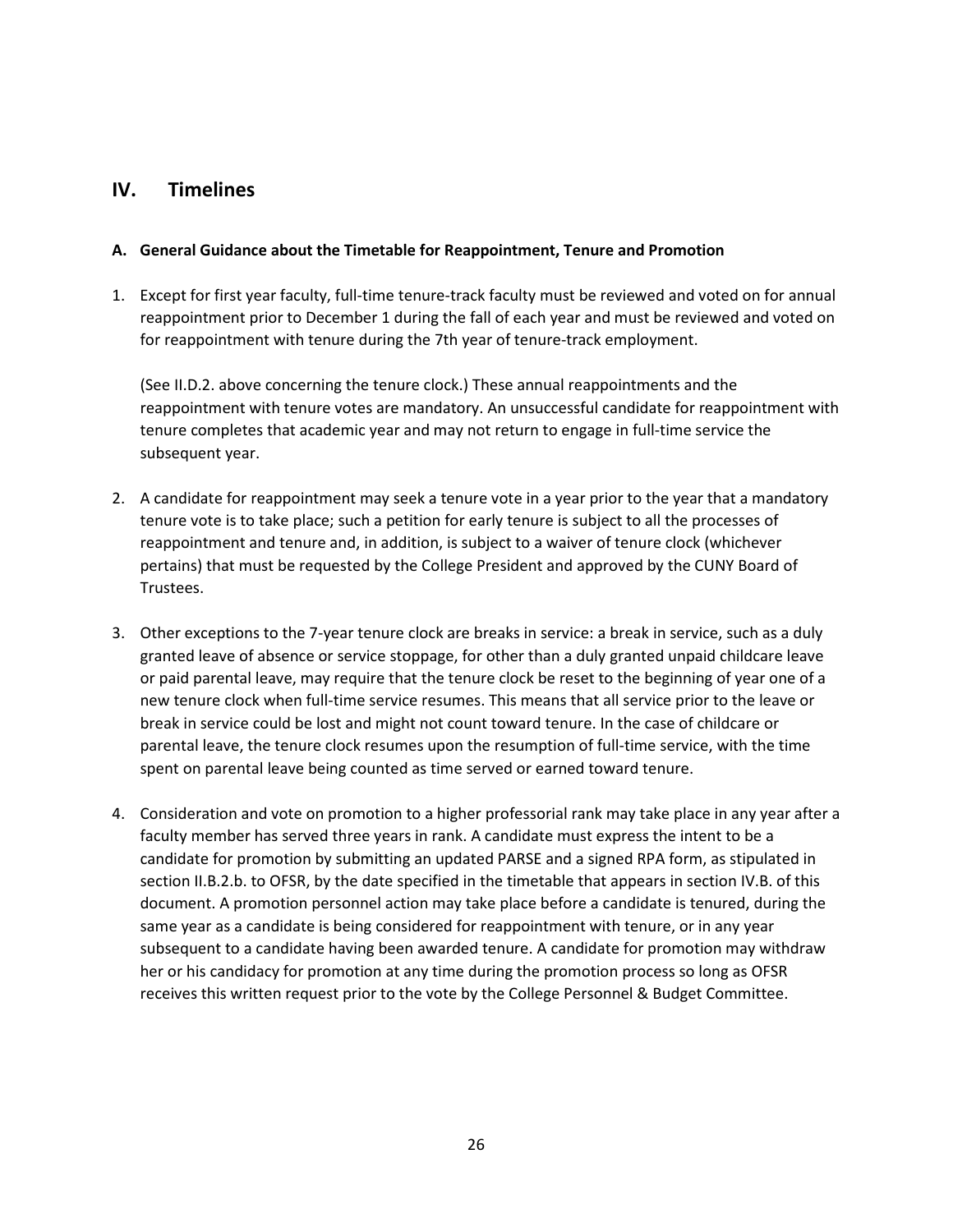## IV. Timelines

### A. General Guidance about the Timetable for Reappointment, Tenure and Promotion

1. Except for first year faculty, full-time tenure-track faculty must be reviewed and voted on for annual reappointment prior to December 1 during the fall of each year and must be reviewed and voted on for reappointment with tenure during the 7th year of tenure-track employment.

   (See II.D.2. above concerning the tenure clock.) These annual reappointments and the reappointment with tenure votes are mandatory. An unsuccessful candidate for reappointment with tenure completes that academic year and may not return to engage in full-time service the subsequent year.

2. A candidate for reappointment may seek a tenure vote in a year prior to the year that a mandatory tenure vote is to take place; such a petition for early tenure is subject to all the processes of reappointment and tenure and, in addition, is subject to a waiver of tenure clock (whichever pertains) that must be requested by the College President and approved by the CUNY Board of Trustees.

3. Other exceptions to the 7-year tenure clock are breaks in service: a break in service, such as a duly granted leave of absence or service stoppage, for other than a duly granted unpaid childcare leave or paid parental leave, may require that the tenure clock be reset to the beginning of year one of a new tenure clock when full-time service resumes. This means that all service prior to the leave or break in service could be lost and might not count toward tenure. In the case of childcare or parental leave, the tenure clock resumes upon the resumption of full-time service, with the time spent on parental leave being counted as time served or earned toward tenure.

4. Consideration and vote on promotion to a higher professorial rank may take place in any year after a faculty member has served three years in rank. A candidate must express the intent to be a candidate for promotion by submitting an updated PARSE and a signed RPA form, as stipulated in section II.B.2.b. to OFSR, by the date specified in the timetable that appears in section IV.B. of this document. A promotion personnel action may take place before a candidate is tenured, during the same year as a candidate is being considered for reappointment with tenure, or in any year subsequent to a candidate having been awarded tenure. A candidate for promotion may withdraw her or his candidacy for promotion at any time during the promotion process so long as OFSR receives this written request prior to the vote by the College Personnel & Budget Committee.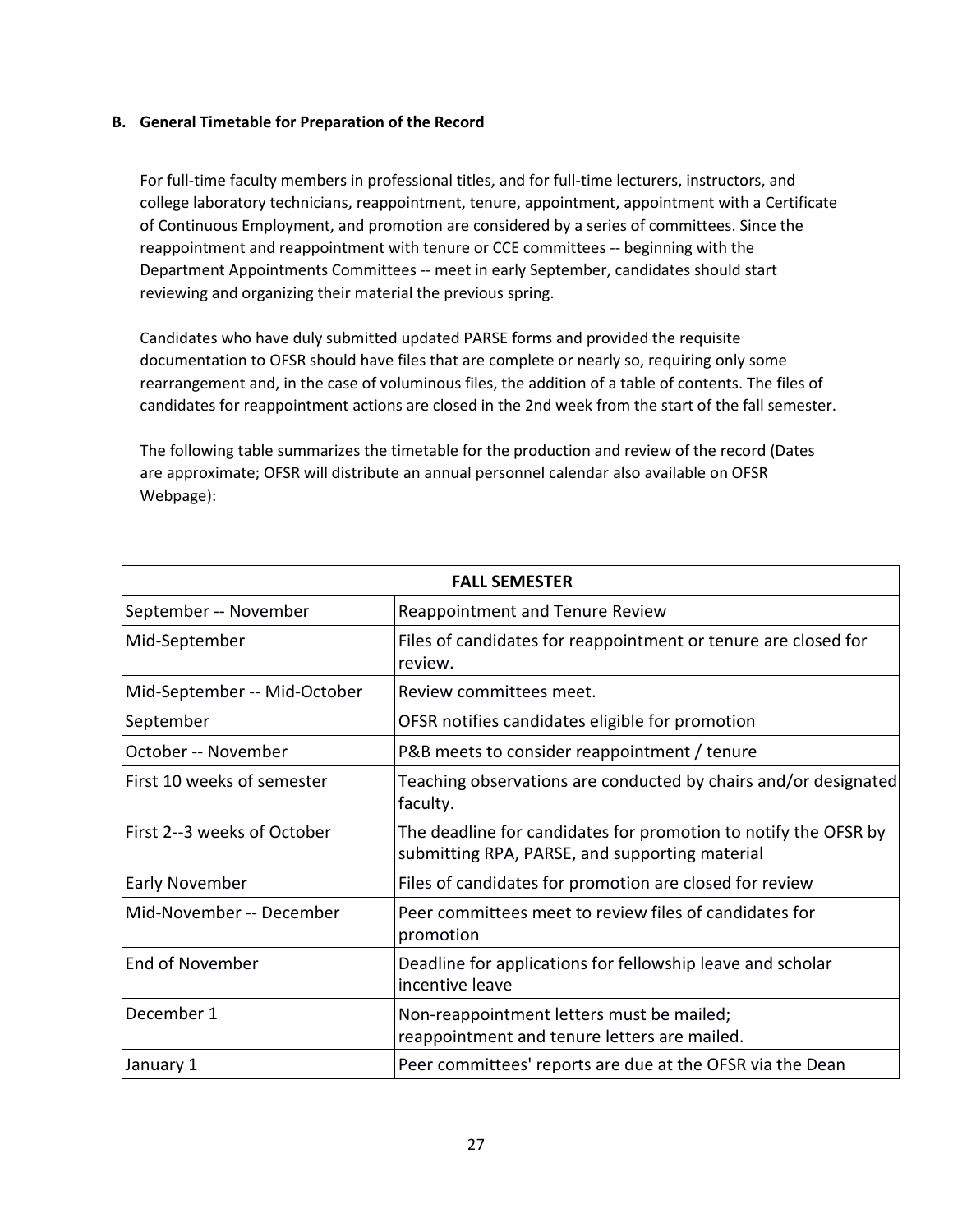**B. General Timetable for Preparation of the Record**

For full-time faculty members in professional titles, and for full-time lecturers, instructors, and college laboratory technicians, reappointment, tenure, appointment, appointment with a Certificate of Continuous Employment, and promotion are considered by a series of committees. Since the reappointment and reappointment with tenure or CCE committees -- beginning with the Department Appointments Committees -- meet in early September, candidates should start reviewing and organizing their material the previous spring.

Candidates who have duly submitted updated PARSE forms and provided the requisite documentation to OFSR should have files that are complete or nearly so, requiring only some rearrangement and, in the case of voluminous files, the addition of a table of contents. The files of candidates for reappointment actions are closed in the 2nd week from the start of the fall semester.

The following table summarizes the timetable for the production and review of the record (Dates are approximate; OFSR will distribute an annual personnel calendar also available on OFSR Webpage):

| FALL SEMESTER | |
|---|---|
| September -- November | Reappointment and Tenure Review |
| Mid-September | Files of candidates for reappointment or tenure are closed for review. |
| Mid-September -- Mid-October | Review committees meet. |
| September | OFSR notifies candidates eligible for promotion |
| October -- November | P&B meets to consider reappointment / tenure |
| First 10 weeks of semester | Teaching observations are conducted by chairs and/or designated faculty. |
| First 2--3 weeks of October | The deadline for candidates for promotion to notify the OFSR by submitting RPA, PARSE, and supporting material |
| Early November | Files of candidates for promotion are closed for review |
| Mid-November -- December | Peer committees meet to review files of candidates for promotion |
| End of November | Deadline for applications for fellowship leave and scholar incentive leave |
| December 1 | Non-reappointment letters must be mailed; reappointment and tenure letters are mailed. |
| January 1 | Peer committees' reports are due at the OFSR via the Dean |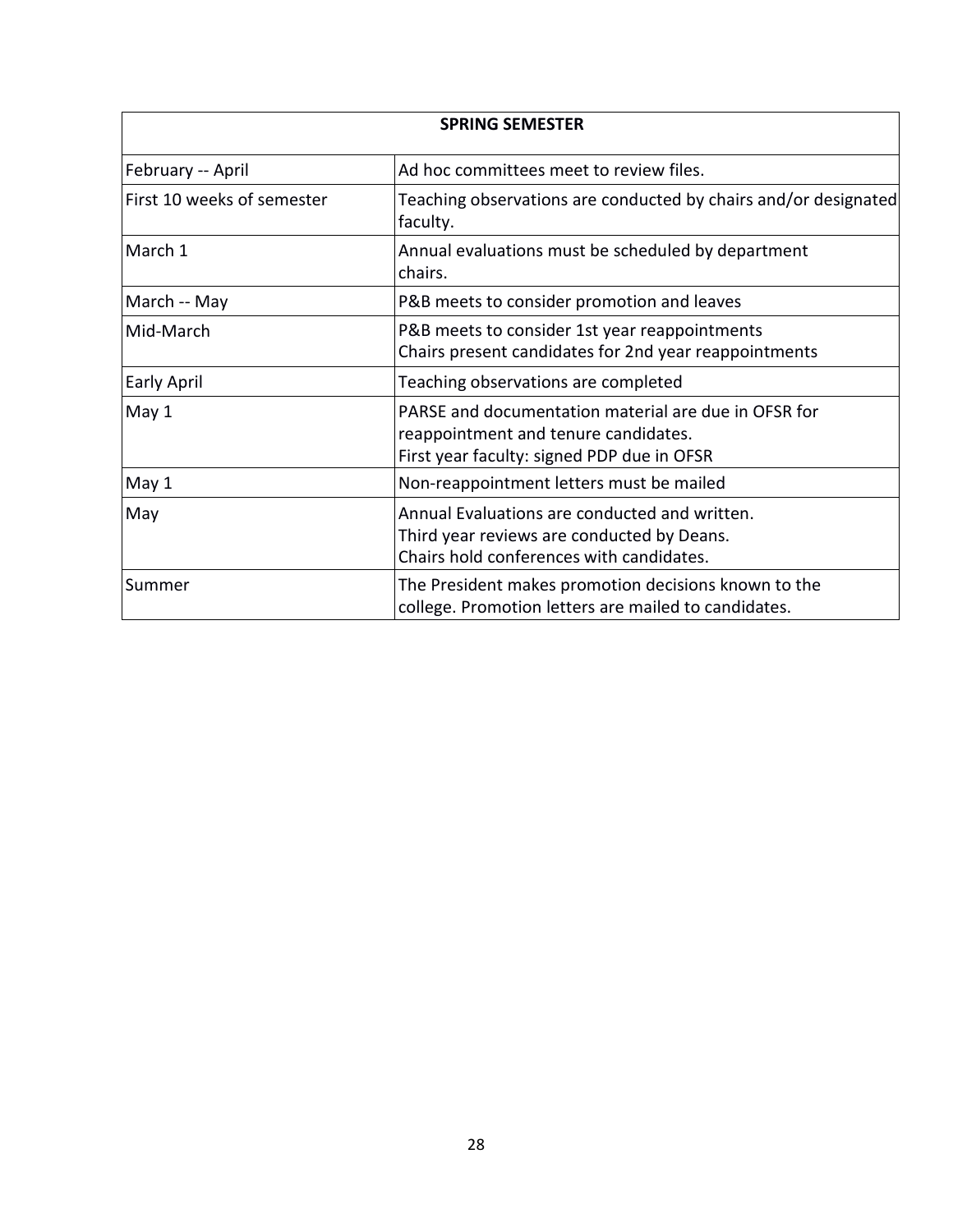| SPRING SEMESTER | |
|---|---|
| February -- April | Ad hoc committees meet to review files. |
| First 10 weeks of semester | Teaching observations are conducted by chairs and/or designated faculty. |
| March 1 | Annual evaluations must be scheduled by department chairs. |
| March -- May | P&B meets to consider promotion and leaves |
| Mid-March | P&B meets to consider 1st year reappointments<br>Chairs present candidates for 2nd year reappointments |
| Early April | Teaching observations are completed |
| May 1 | PARSE and documentation material are due in OFSR for reappointment and tenure candidates.<br>First year faculty: signed PDP due in OFSR |
| May 1 | Non-reappointment letters must be mailed |
| May | Annual Evaluations are conducted and written.<br>Third year reviews are conducted by Deans.<br>Chairs hold conferences with candidates. |
| Summer | The President makes promotion decisions known to the college. Promotion letters are mailed to candidates. |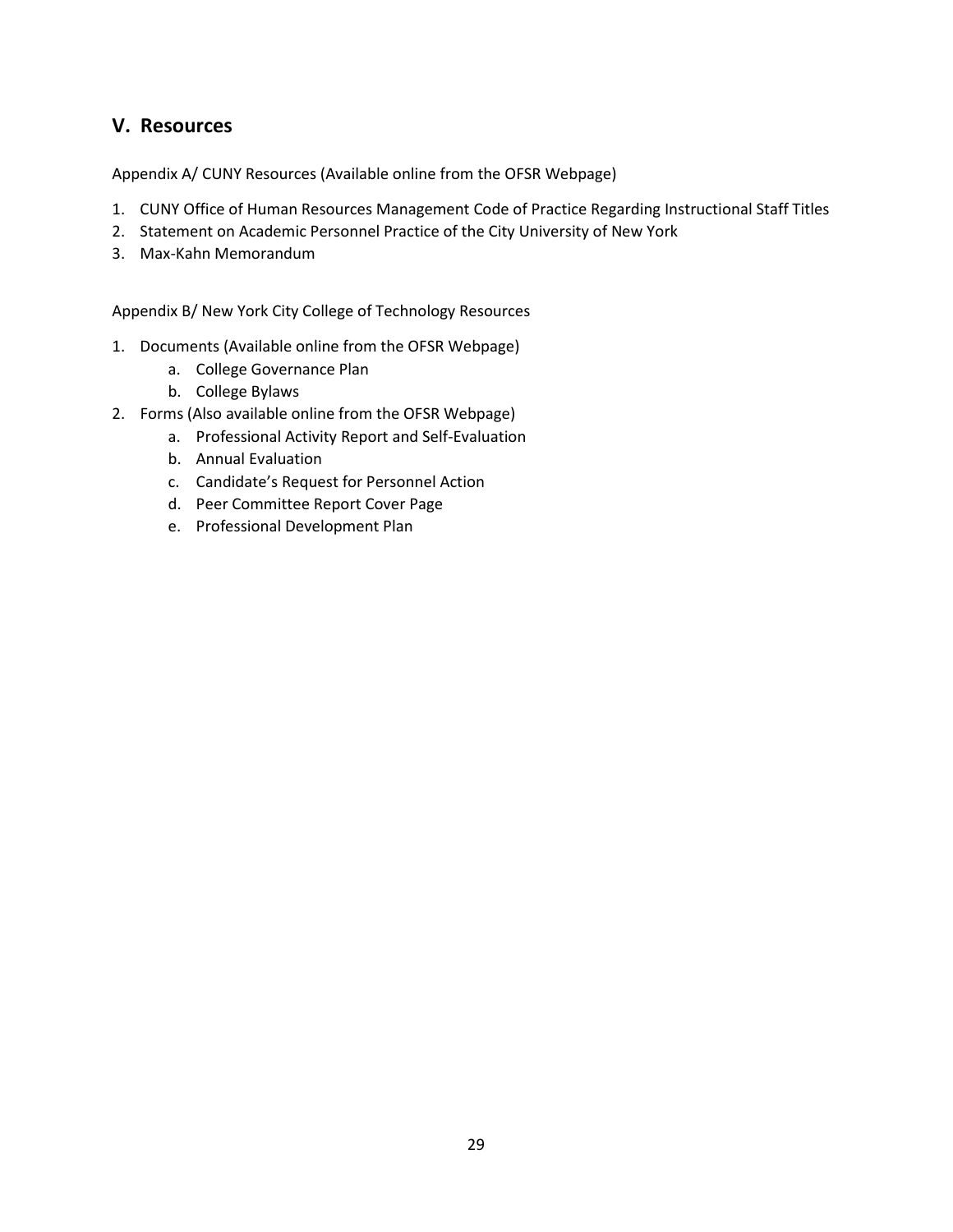## V. Resources

Appendix A/ CUNY Resources (Available online from the OFSR Webpage)

1. CUNY Office of Human Resources Management Code of Practice Regarding Instructional Staff Titles
2. Statement on Academic Personnel Practice of the City University of New York
3. Max-Kahn Memorandum

Appendix B/ New York City College of Technology Resources

1. Documents (Available online from the OFSR Webpage)
   a. College Governance Plan
   b. College Bylaws
2. Forms (Also available online from the OFSR Webpage)
   a. Professional Activity Report and Self-Evaluation
   b. Annual Evaluation
   c. Candidate's Request for Personnel Action
   d. Peer Committee Report Cover Page
   e. Professional Development Plan